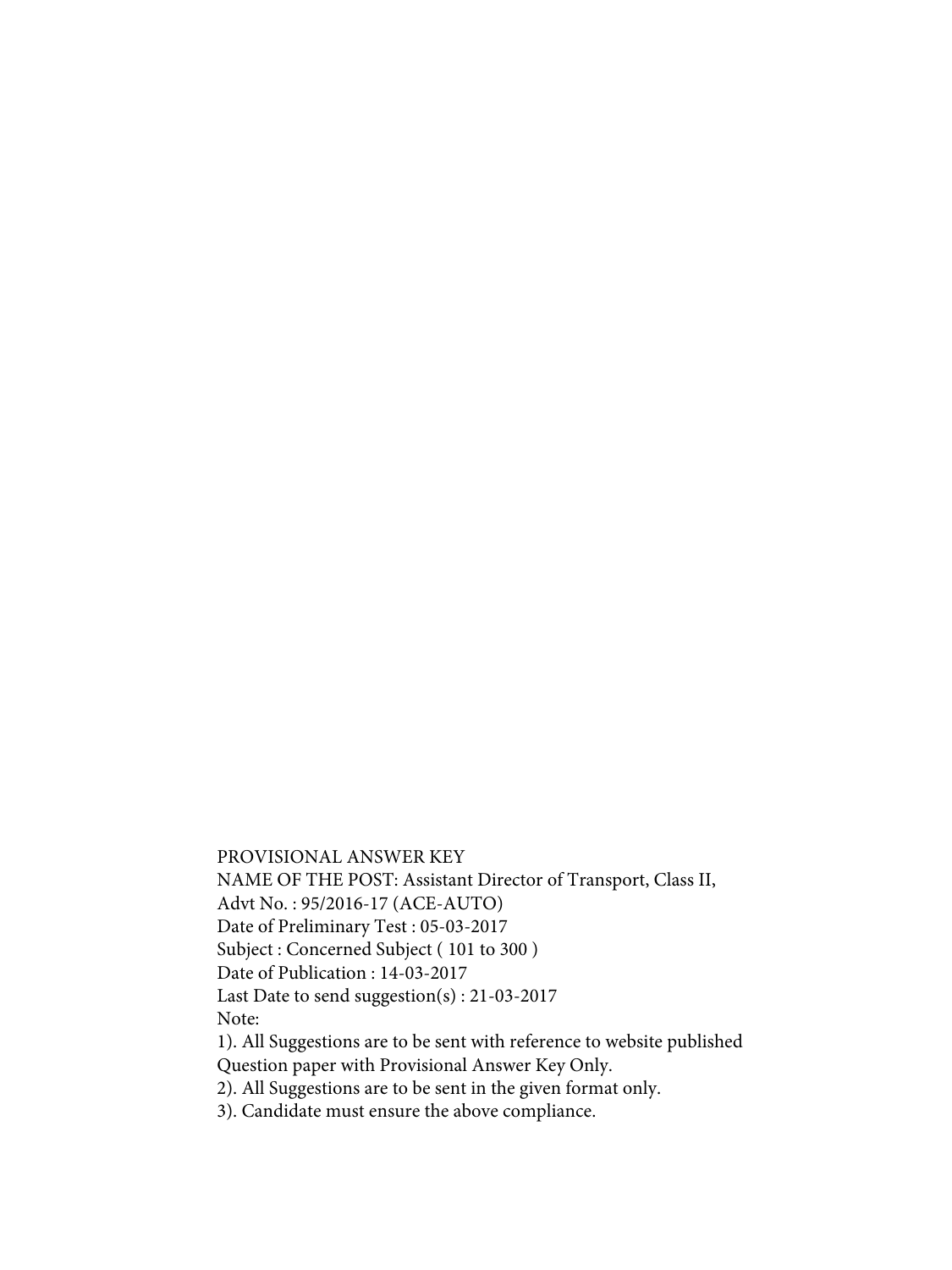PROVISIONAL ANSWER KEY

NAME OF THE POST: Assistant Director of Transport, Class II,

Advt No. : 95/2016-17 (ACE-AUTO)

Date of Preliminary Test : 05-03-2017

Subject : Concerned Subject ( 101 to 300 )

Date of Publication : 14-03-2017

Last Date to send suggestion(s) : 21-03-2017

Note:

1). All Suggestions are to be sent with reference to website published Question paper with Provisional Answer Key Only.

2). All Suggestions are to be sent in the given format only.

3). Candidate must ensure the above compliance.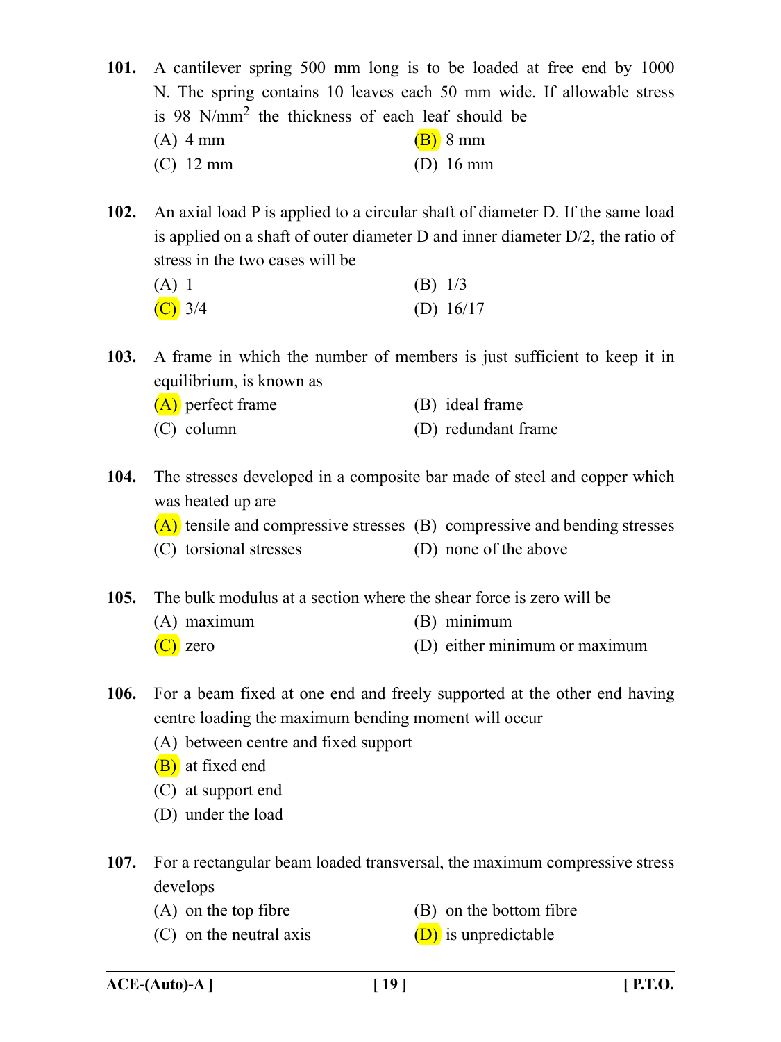**101.** A cantilever spring 500 mm long is to be loaded at free end by 1000 N. The spring contains 10 leaves each 50 mm wide. If allowable stress is 98 $N/mm^2$ the thickness of each leaf should be

(A) 4 mm
(B) 8 mm
(C) 12 mm
(D) 16 mm

**102.** An axial load P is applied to a circular shaft of diameter D. If the same load is applied on a shaft of outer diameter D and inner diameter D/2, the ratio of stress in the two cases will be

(A) 1
(B) 1/3
(C) 3/4
(D) 16/17

**103.** A frame in which the number of members is just sufficient to keep it in equilibrium, is known as

(A) perfect frame
(B) ideal frame
(C) column
(D) redundant frame

**104.** The stresses developed in a composite bar made of steel and copper which was heated up are

(A) tensile and compressive stresses
(B) compressive and bending stresses
(C) torsional stresses
(D) none of the above

**105.** The bulk modulus at a section where the shear force is zero will be

(A) maximum
(B) minimum
(C) zero
(D) either minimum or maximum

**106.** For a beam fixed at one end and freely supported at the other end having centre loading the maximum bending moment will occur

(A) between centre and fixed support
(B) at fixed end
(C) at support end
(D) under the load

**107.** For a rectangular beam loaded transversal, the maximum compressive stress develops

(A) on the top fibre
(B) on the bottom fibre
(C) on the neutral axis
(D) is unpredictable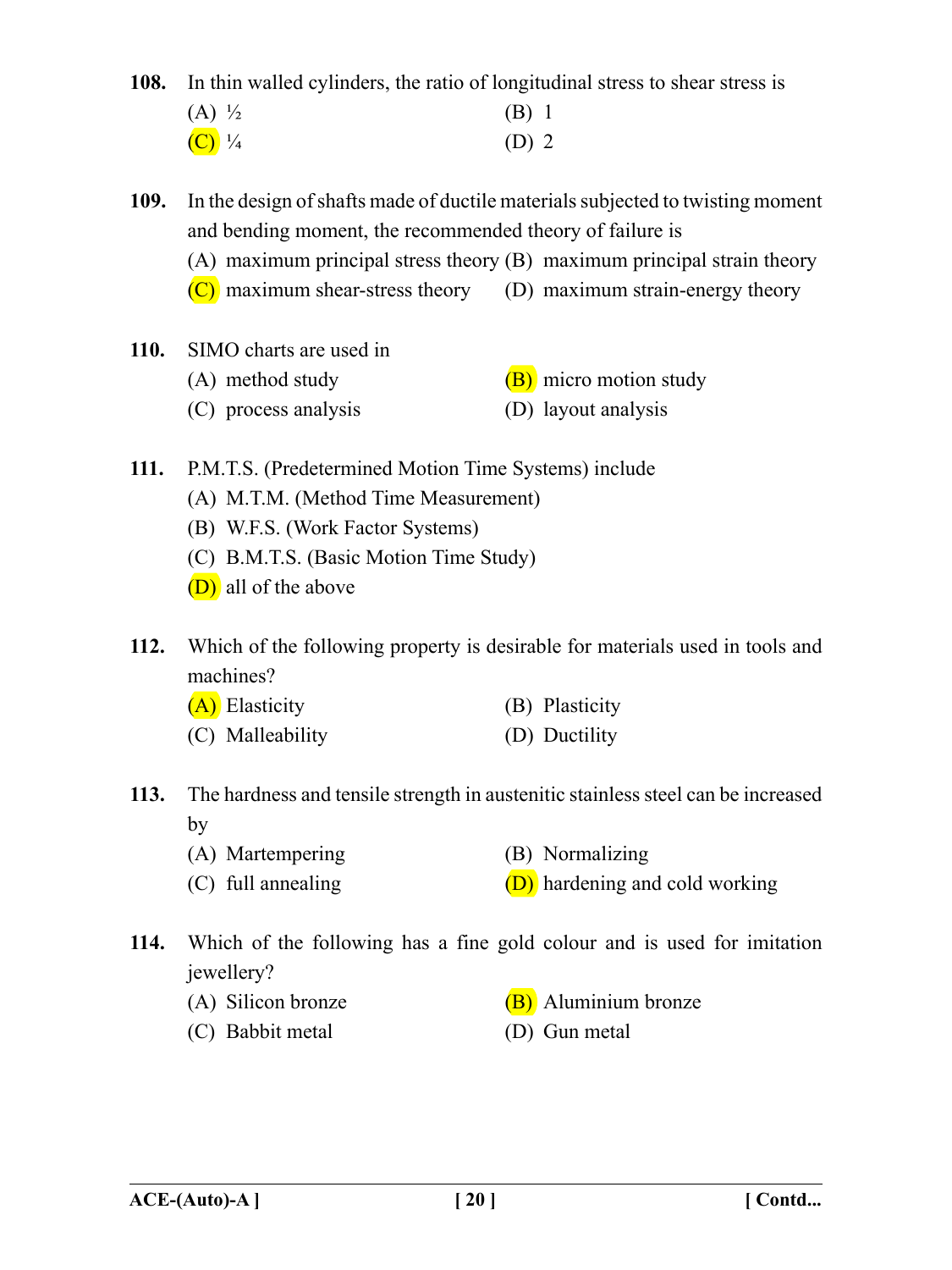**108.** In thin walled cylinders, the ratio of longitudinal stress to shear stress is

(A) ½ (B) 1

(C) ¼ (D) 2

**109.** In the design of shafts made of ductile materials subjected to twisting moment and bending moment, the recommended theory of failure is

(A) maximum principal stress theory (B) maximum principal strain theory

(C) maximum shear-stress theory (D) maximum strain-energy theory

**110.** SIMO charts are used in

(A) method study (B) micro motion study

(C) process analysis (D) layout analysis

**111.** P.M.T.S. (Predetermined Motion Time Systems) include

(A) M.T.M. (Method Time Measurement)

(B) W.F.S. (Work Factor Systems)

(C) B.M.T.S. (Basic Motion Time Study)

(D) all of the above

**112.** Which of the following property is desirable for materials used in tools and machines?

(A) Elasticity (B) Plasticity

(C) Malleability (D) Ductility

**113.** The hardness and tensile strength in austenitic stainless steel can be increased by

(A) Martempering (B) Normalizing

(C) full annealing (D) hardening and cold working

**114.** Which of the following has a fine gold colour and is used for imitation jewellery?

(A) Silicon bronze (B) Aluminium bronze

(C) Babbit metal (D) Gun metal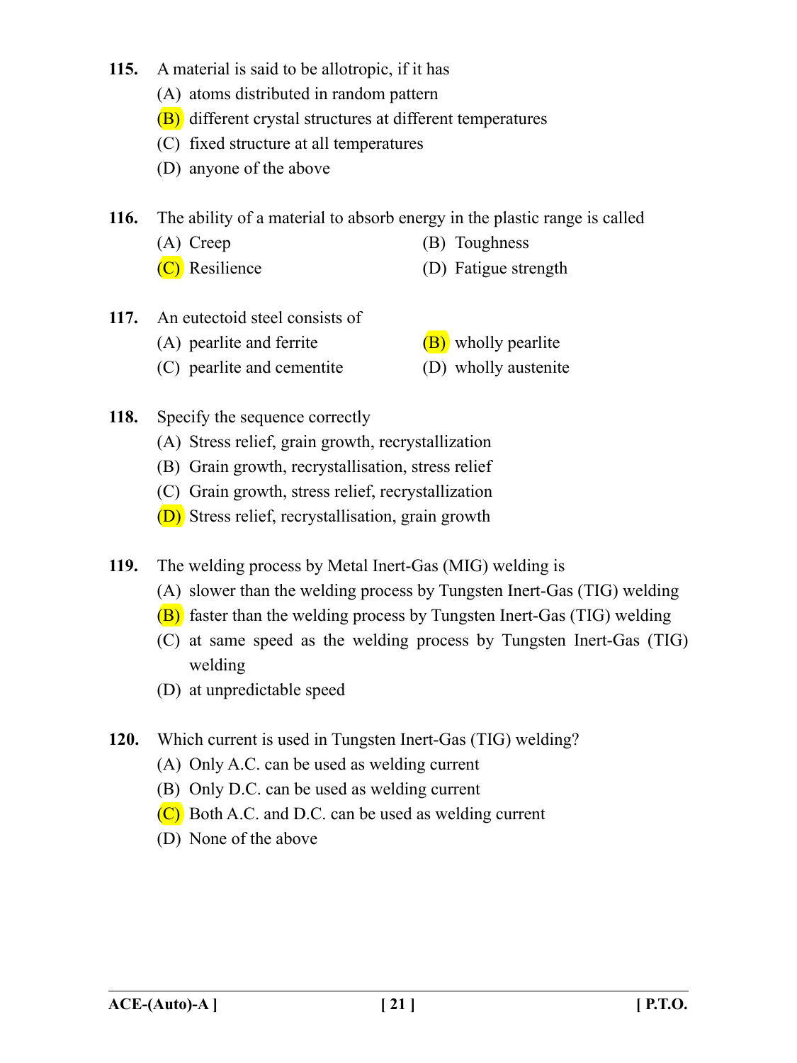**115.** A material is said to be allotropic, if it has

(A) atoms distributed in random pattern

(B) different crystal structures at different temperatures

(C) fixed structure at all temperatures

(D) anyone of the above

**116.** The ability of a material to absorb energy in the plastic range is called

(A) Creep

(B) Toughness

(C) Resilience

(D) Fatigue strength

**117.** An eutectoid steel consists of

(A) pearlite and ferrite

(B) wholly pearlite

(C) pearlite and cementite

(D) wholly austenite

**118.** Specify the sequence correctly

(A) Stress relief, grain growth, recrystallization

(B) Grain growth, recrystallisation, stress relief

(C) Grain growth, stress relief, recrystallization

(D) Stress relief, recrystallisation, grain growth

**119.** The welding process by Metal Inert-Gas (MIG) welding is

(A) slower than the welding process by Tungsten Inert-Gas (TIG) welding

(B) faster than the welding process by Tungsten Inert-Gas (TIG) welding

(C) at same speed as the welding process by Tungsten Inert-Gas (TIG) welding

(D) at unpredictable speed

**120.** Which current is used in Tungsten Inert-Gas (TIG) welding?

(A) Only A.C. can be used as welding current

(B) Only D.C. can be used as welding current

(C) Both A.C. and D.C. can be used as welding current

(D) None of the above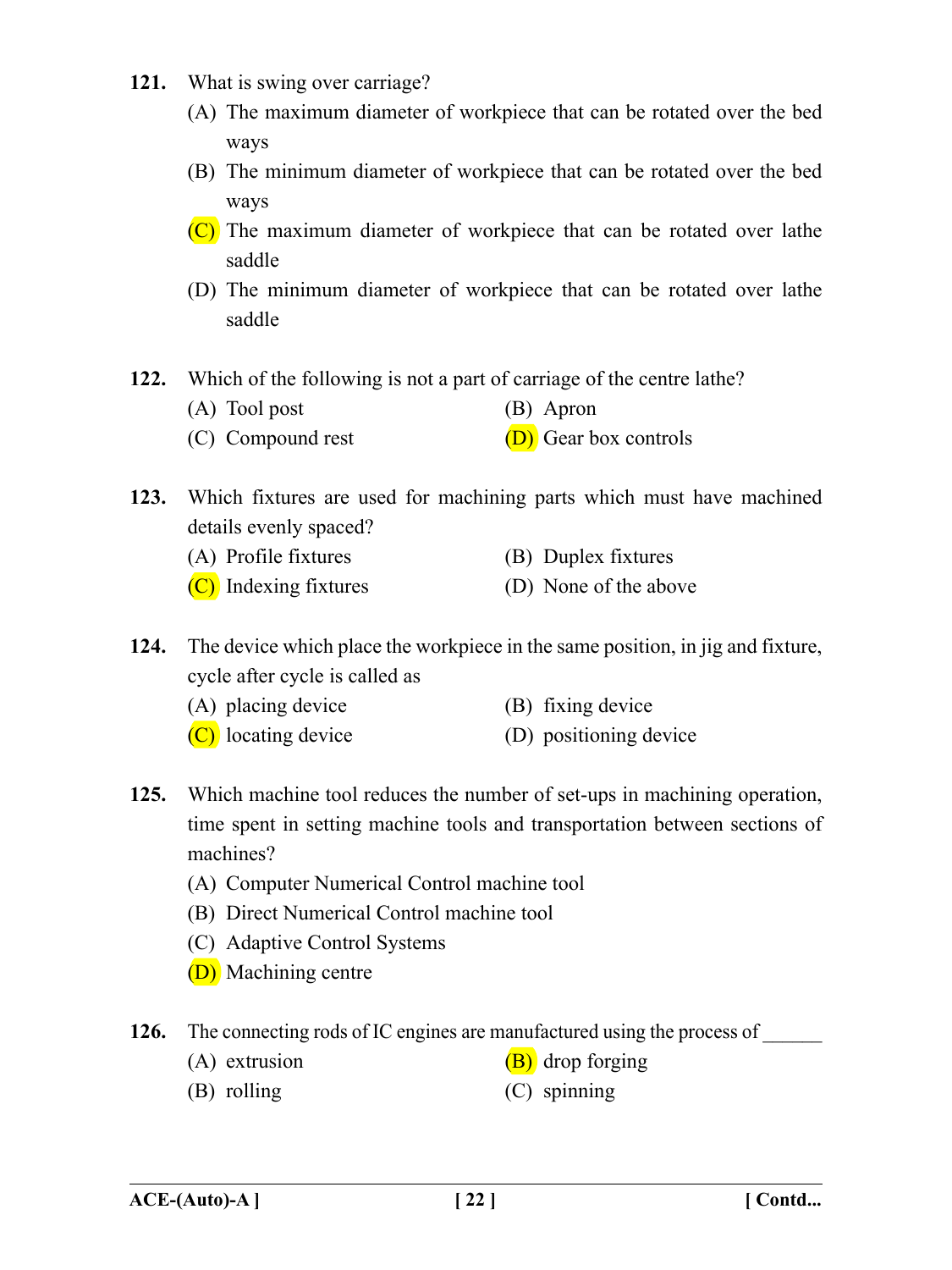**121.** What is swing over carriage?

(A) The maximum diameter of workpiece that can be rotated over the bed ways

(B) The minimum diameter of workpiece that can be rotated over the bed ways

(C) The maximum diameter of workpiece that can be rotated over lathe saddle

(D) The minimum diameter of workpiece that can be rotated over lathe saddle

**122.** Which of the following is not a part of carriage of the centre lathe?

(A) Tool post

(B) Apron

(C) Compound rest

(D) Gear box controls

**123.** Which fixtures are used for machining parts which must have machined details evenly spaced?

(A) Profile fixtures

(B) Duplex fixtures

(C) Indexing fixtures

(D) None of the above

**124.** The device which place the workpiece in the same position, in jig and fixture, cycle after cycle is called as

(A) placing device

(B) fixing device

(C) locating device

(D) positioning device

**125.** Which machine tool reduces the number of set-ups in machining operation, time spent in setting machine tools and transportation between sections of machines?

(A) Computer Numerical Control machine tool

(B) Direct Numerical Control machine tool

(C) Adaptive Control Systems

(D) Machining centre

**126.** The connecting rods of IC engines are manufactured using the process of _______

(A) extrusion

(B) drop forging

(B) rolling

(C) spinning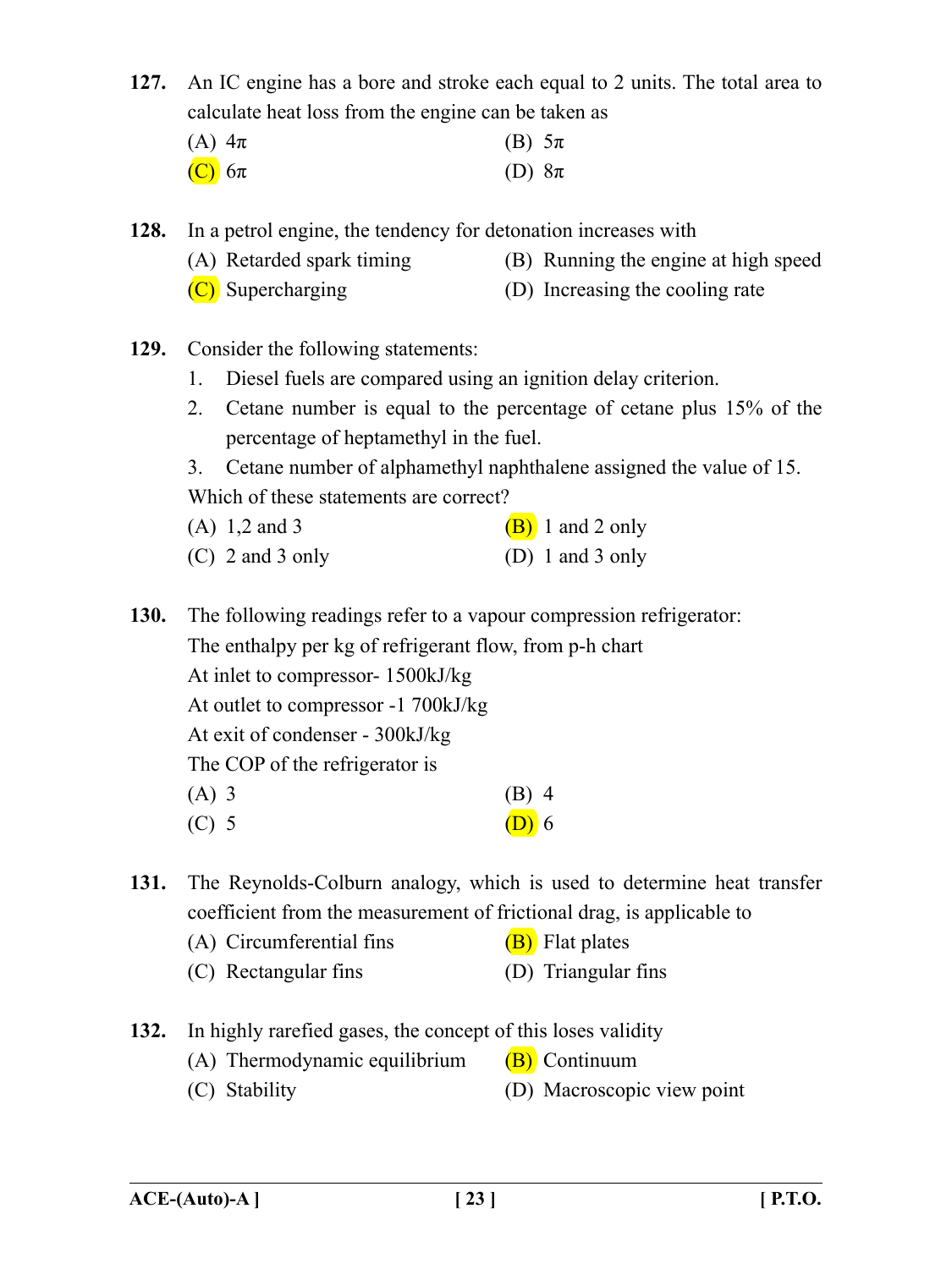**127.** An IC engine has a bore and stroke each equal to 2 units. The total area to calculate heat loss from the engine can be taken as

(A) $4\pi$  
(B) $5\pi$  
(C) $6\pi$  
(D) $8\pi$

**128.** In a petrol engine, the tendency for detonation increases with

(A) Retarded spark timing  
(B) Running the engine at high speed  
(C) Supercharging  
(D) Increasing the cooling rate

**129.** Consider the following statements:

1. Diesel fuels are compared using an ignition delay criterion.
2. Cetane number is equal to the percentage of cetane plus 15% of the percentage of heptamethyl in the fuel.
3. Cetane number of alphamethyl naphthalene assigned the value of 15.

Which of these statements are correct?

(A) 1,2 and 3  
(B) 1 and 2 only  
(C) 2 and 3 only  
(D) 1 and 3 only

**130.** The following readings refer to a vapour compression refrigerator:

The enthalpy per kg of refrigerant flow, from p-h chart

At inlet to compressor- 1500kJ/kg

At outlet to compressor -1 700kJ/kg

At exit of condenser - 300kJ/kg

The COP of the refrigerator is

(A) 3  
(B) 4  
(C) 5  
(D) 6

**131.** The Reynolds-Colburn analogy, which is used to determine heat transfer coefficient from the measurement of frictional drag, is applicable to

(A) Circumferential fins  
(B) Flat plates  
(C) Rectangular fins  
(D) Triangular fins

**132.** In highly rarefied gases, the concept of this loses validity

(A) Thermodynamic equilibrium  
(B) Continuum  
(C) Stability  
(D) Macroscopic view point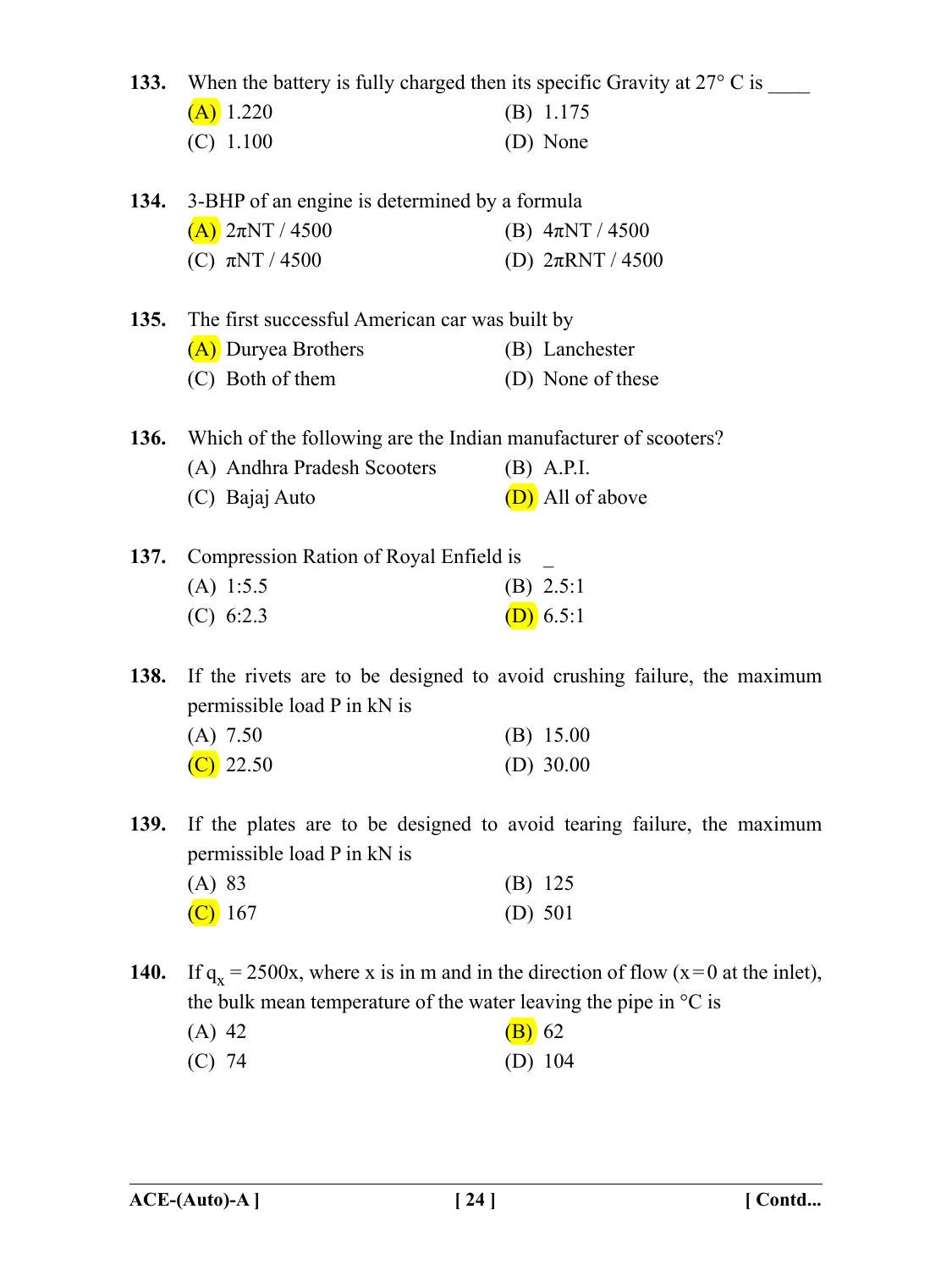**133.** When the battery is fully charged then its specific Gravity at 27° C is ____

(A) 1.220 (B) 1.175

(C) 1.100 (D) None

**134.** 3-BHP of an engine is determined by a formula

(A) 2πNT / 4500 (B) 4πNT / 4500

(C) πNT / 4500 (D) 2πRNT / 4500

**135.** The first successful American car was built by

(A) Duryea Brothers (B) Lanchester

(C) Both of them (D) None of these

**136.** Which of the following are the Indian manufacturer of scooters?

(A) Andhra Pradesh Scooters (B) A.P.I.

(C) Bajaj Auto (D) All of above

**137.** Compression Ration of Royal Enfield is _

(A) 1:5.5 (B) 2.5:1

(C) 6:2.3 (D) 6.5:1

**138.** If the rivets are to be designed to avoid crushing failure, the maximum permissible load P in kN is

(A) 7.50 (B) 15.00

(C) 22.50 (D) 30.00

**139.** If the plates are to be designed to avoid tearing failure, the maximum permissible load P in kN is

(A) 83 (B) 125

(C) 167 (D) 501

**140.** If $q_x$ = 2500x, where x is in m and in the direction of flow (x = 0 at the inlet), the bulk mean temperature of the water leaving the pipe in °C is

(A) 42 (B) 62

(C) 74 (D) 104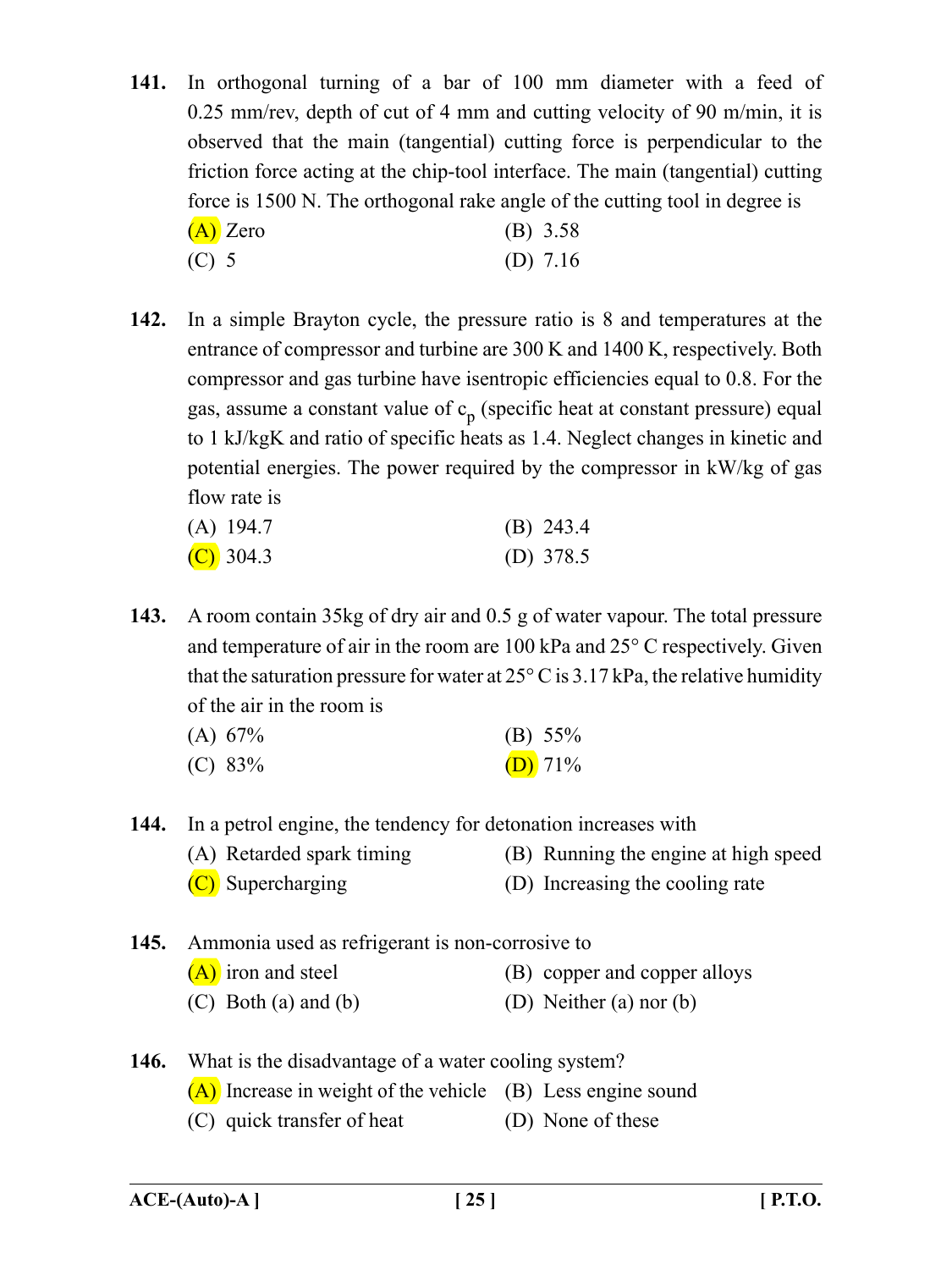**141.** In orthogonal turning of a bar of 100 mm diameter with a feed of 0.25 mm/rev, depth of cut of 4 mm and cutting velocity of 90 m/min, it is observed that the main (tangential) cutting force is perpendicular to the friction force acting at the chip-tool interface. The main (tangential) cutting force is 1500 N. The orthogonal rake angle of the cutting tool in degree is

(A) Zero
(B) 3.58
(C) 5
(D) 7.16

**142.** In a simple Brayton cycle, the pressure ratio is 8 and temperatures at the entrance of compressor and turbine are 300 K and 1400 K, respectively. Both compressor and gas turbine have isentropic efficiencies equal to 0.8. For the gas, assume a constant value of $c_p$ (specific heat at constant pressure) equal to 1 kJ/kgK and ratio of specific heats as 1.4. Neglect changes in kinetic and potential energies. The power required by the compressor in kW/kg of gas flow rate is

(A) 194.7
(B) 243.4
(C) 304.3
(D) 378.5

**143.** A room contain 35kg of dry air and 0.5 g of water vapour. The total pressure and temperature of air in the room are 100 kPa and 25° C respectively. Given that the saturation pressure for water at 25° C is 3.17 kPa, the relative humidity of the air in the room is

(A) 67%
(B) 55%
(C) 83%
(D) 71%

**144.** In a petrol engine, the tendency for detonation increases with

(A) Retarded spark timing
(B) Running the engine at high speed
(C) Supercharging
(D) Increasing the cooling rate

**145.** Ammonia used as refrigerant is non-corrosive to

(A) iron and steel
(B) copper and copper alloys
(C) Both (a) and (b)
(D) Neither (a) nor (b)

**146.** What is the disadvantage of a water cooling system?

(A) Increase in weight of the vehicle
(B) Less engine sound
(C) quick transfer of heat
(D) None of these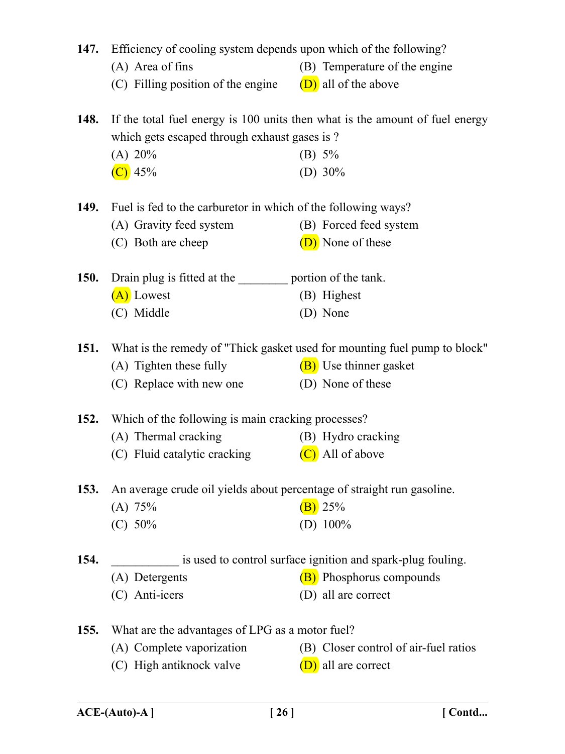**147.** Efficiency of cooling system depends upon which of the following?

(A) Area of fins
(B) Temperature of the engine
(C) Filling position of the engine
(D) all of the above

**148.** If the total fuel energy is 100 units then what is the amount of fuel energy which gets escaped through exhaust gases is ?

(A) 20%
(B) 5%
(C) 45%
(D) 30%

**149.** Fuel is fed to the carburetor in which of the following ways?

(A) Gravity feed system
(B) Forced feed system
(C) Both are cheep
(D) None of these

**150.** Drain plug is fitted at the ________ portion of the tank.

(A) Lowest
(B) Highest
(C) Middle
(D) None

**151.** What is the remedy of "Thick gasket used for mounting fuel pump to block"

(A) Tighten these fully
(B) Use thinner gasket
(C) Replace with new one
(D) None of these

**152.** Which of the following is main cracking processes?

(A) Thermal cracking
(B) Hydro cracking
(C) Fluid catalytic cracking
(D) All of above

**153.** An average crude oil yields about percentage of straight run gasoline.

(A) 75%
(B) 25%
(C) 50%
(D) 100%

**154.** ___________ is used to control surface ignition and spark-plug fouling.

(A) Detergents
(B) Phosphorus compounds
(C) Anti-icers
(D) all are correct

**155.** What are the advantages of LPG as a motor fuel?

(A) Complete vaporization
(B) Closer control of air-fuel ratios
(C) High antiknock valve
(D) all are correct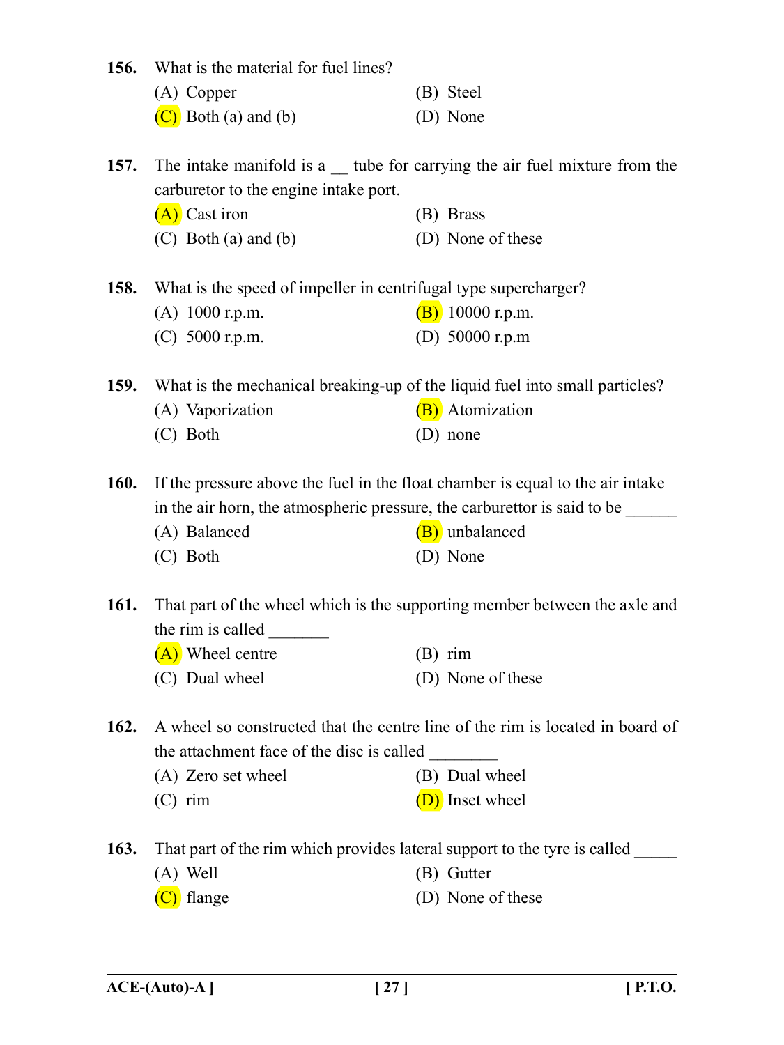**156.** What is the material for fuel lines?

(A) Copper (B) Steel

(C) Both (a) and (b) (D) None

**157.** The intake manifold is a __ tube for carrying the air fuel mixture from the carburetor to the engine intake port.

(A) Cast iron (B) Brass

(C) Both (a) and (b) (D) None of these

**158.** What is the speed of impeller in centrifugal type supercharger?

(A) 1000 r.p.m. (B) 10000 r.p.m.

(C) 5000 r.p.m. (D) 50000 r.p.m

**159.** What is the mechanical breaking-up of the liquid fuel into small particles?

(A) Vaporization (B) Atomization

(C) Both (D) none

**160.** If the pressure above the fuel in the float chamber is equal to the air intake in the air horn, the atmospheric pressure, the carburettor is said to be ______

(A) Balanced (B) unbalanced

(C) Both (D) None

**161.** That part of the wheel which is the supporting member between the axle and the rim is called _______

(A) Wheel centre (B) rim

(C) Dual wheel (D) None of these

**162.** A wheel so constructed that the centre line of the rim is located in board of the attachment face of the disc is called ________

(A) Zero set wheel (B) Dual wheel

(C) rim (D) Inset wheel

**163.** That part of the rim which provides lateral support to the tyre is called _____

(A) Well (B) Gutter

(C) flange (D) None of these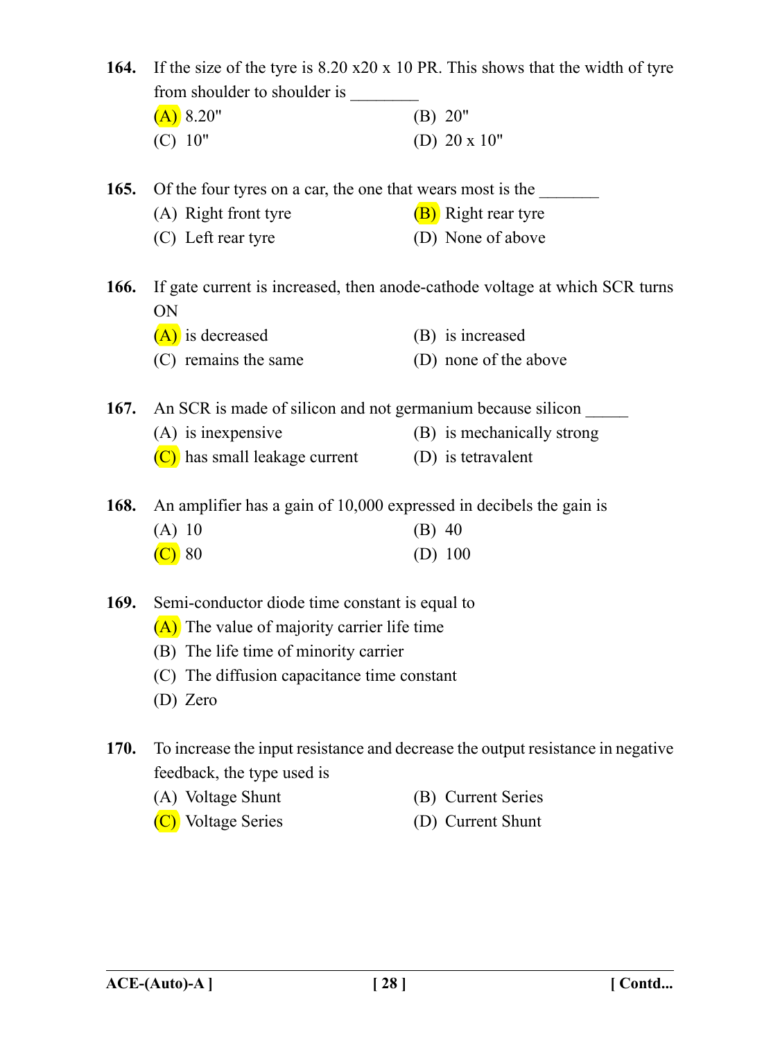**164.** If the size of the tyre is 8.20 x20 x 10 PR. This shows that the width of tyre from shoulder to shoulder is ________

(A) 8.20"   (B) 20"

(C) 10"   (D) 20 x 10"

**165.** Of the four tyres on a car, the one that wears most is the _______

(A) Right front tyre   (B) Right rear tyre

(C) Left rear tyre   (D) None of above

**166.** If gate current is increased, then anode-cathode voltage at which SCR turns ON

(A) is decreased   (B) is increased

(C) remains the same   (D) none of the above

**167.** An SCR is made of silicon and not germanium because silicon _____

(A) is inexpensive   (B) is mechanically strong

(C) has small leakage current   (D) is tetravalent

**168.** An amplifier has a gain of 10,000 expressed in decibels the gain is

(A) 10   (B) 40

(C) 80   (D) 100

**169.** Semi-conductor diode time constant is equal to

(A) The value of majority carrier life time

(B) The life time of minority carrier

(C) The diffusion capacitance time constant

(D) Zero

**170.** To increase the input resistance and decrease the output resistance in negative feedback, the type used is

(A) Voltage Shunt   (B) Current Series

(C) Voltage Series   (D) Current Shunt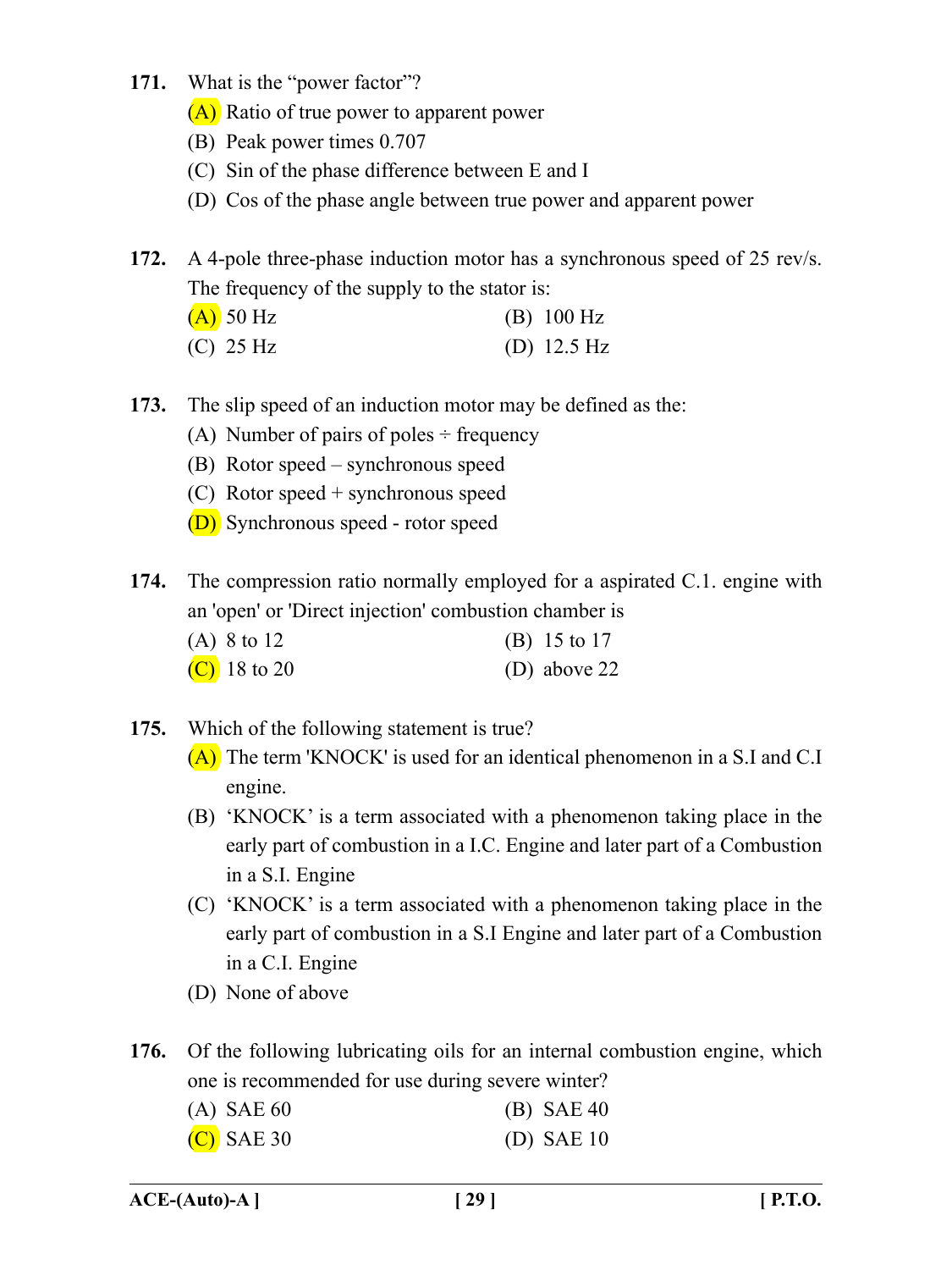**171.** What is the "power factor"?

(A) Ratio of true power to apparent power

(B) Peak power times 0.707

(C) Sin of the phase difference between E and I

(D) Cos of the phase angle between true power and apparent power

**172.** A 4-pole three-phase induction motor has a synchronous speed of 25 rev/s. The frequency of the supply to the stator is:

(A) 50 Hz  (B) 100 Hz

(C) 25 Hz  (D) 12.5 Hz

**173.** The slip speed of an induction motor may be defined as the:

(A) Number of pairs of poles ÷ frequency

(B) Rotor speed – synchronous speed

(C) Rotor speed + synchronous speed

(D) Synchronous speed - rotor speed

**174.** The compression ratio normally employed for a aspirated C.1. engine with an 'open' or 'Direct injection' combustion chamber is

(A) 8 to 12  (B) 15 to 17

(C) 18 to 20  (D) above 22

**175.** Which of the following statement is true?

(A) The term 'KNOCK' is used for an identical phenomenon in a S.I and C.I engine.

(B) 'KNOCK' is a term associated with a phenomenon taking place in the early part of combustion in a I.C. Engine and later part of a Combustion in a S.I. Engine

(C) 'KNOCK' is a term associated with a phenomenon taking place in the early part of combustion in a S.I Engine and later part of a Combustion in a C.I. Engine

(D) None of above

**176.** Of the following lubricating oils for an internal combustion engine, which one is recommended for use during severe winter?

(A) SAE 60  (B) SAE 40

(C) SAE 30  (D) SAE 10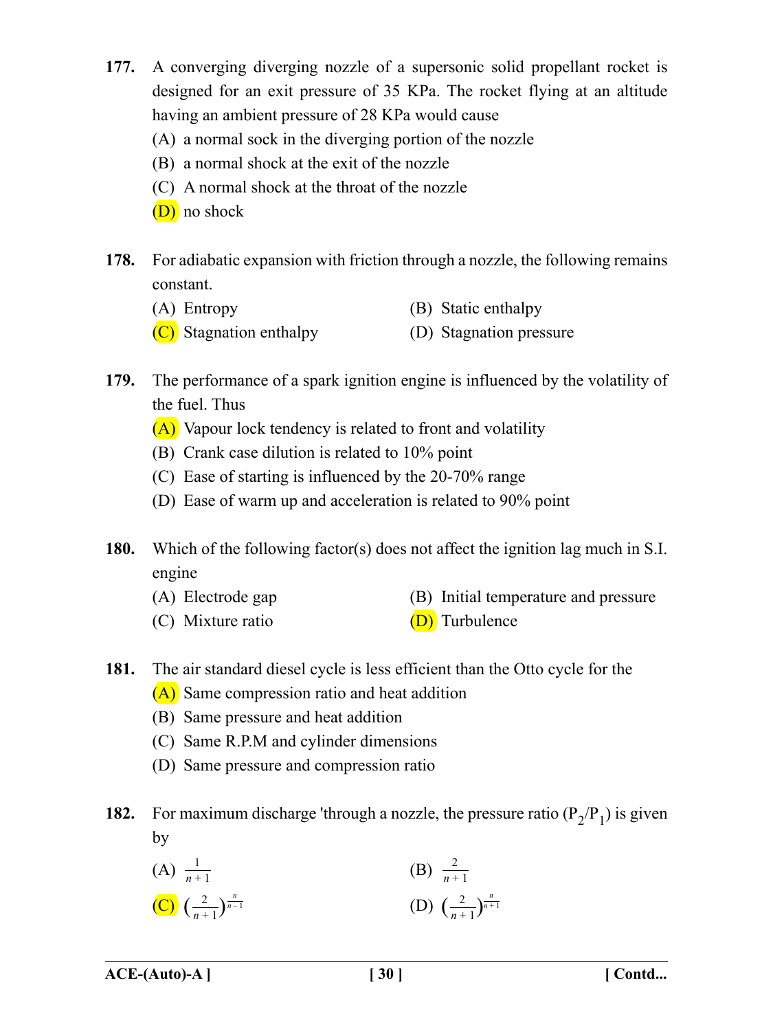**177.** A converging diverging nozzle of a supersonic solid propellant rocket is designed for an exit pressure of 35 KPa. The rocket flying at an altitude having an ambient pressure of 28 KPa would cause

(A) a normal sock in the diverging portion of the nozzle

(B) a normal shock at the exit of the nozzle

(C) A normal shock at the throat of the nozzle

(D) no shock

**178.** For adiabatic expansion with friction through a nozzle, the following remains constant.

(A) Entropy

(B) Static enthalpy

(C) Stagnation enthalpy

(D) Stagnation pressure

**179.** The performance of a spark ignition engine is influenced by the volatility of the fuel. Thus

(A) Vapour lock tendency is related to front and volatility

(B) Crank case dilution is related to 10% point

(C) Ease of starting is influenced by the 20-70% range

(D) Ease of warm up and acceleration is related to 90% point

**180.** Which of the following factor(s) does not affect the ignition lag much in S.I. engine

(A) Electrode gap

(B) Initial temperature and pressure

(C) Mixture ratio

(D) Turbulence

**181.** The air standard diesel cycle is less efficient than the Otto cycle for the

(A) Same compression ratio and heat addition

(B) Same pressure and heat addition

(C) Same R.P.M and cylinder dimensions

(D) Same pressure and compression ratio

**182.** For maximum discharge 'through a nozzle, the pressure ratio ($P_2/P_1$) is given by

(A) $\frac{1}{n+1}$

(B) $\frac{2}{n+1}$

(C) $\left(\frac{2}{n+1}\right)^{\frac{n}{n-1}}$

(D) $\left(\frac{2}{n+1}\right)^{\frac{n}{n+1}}$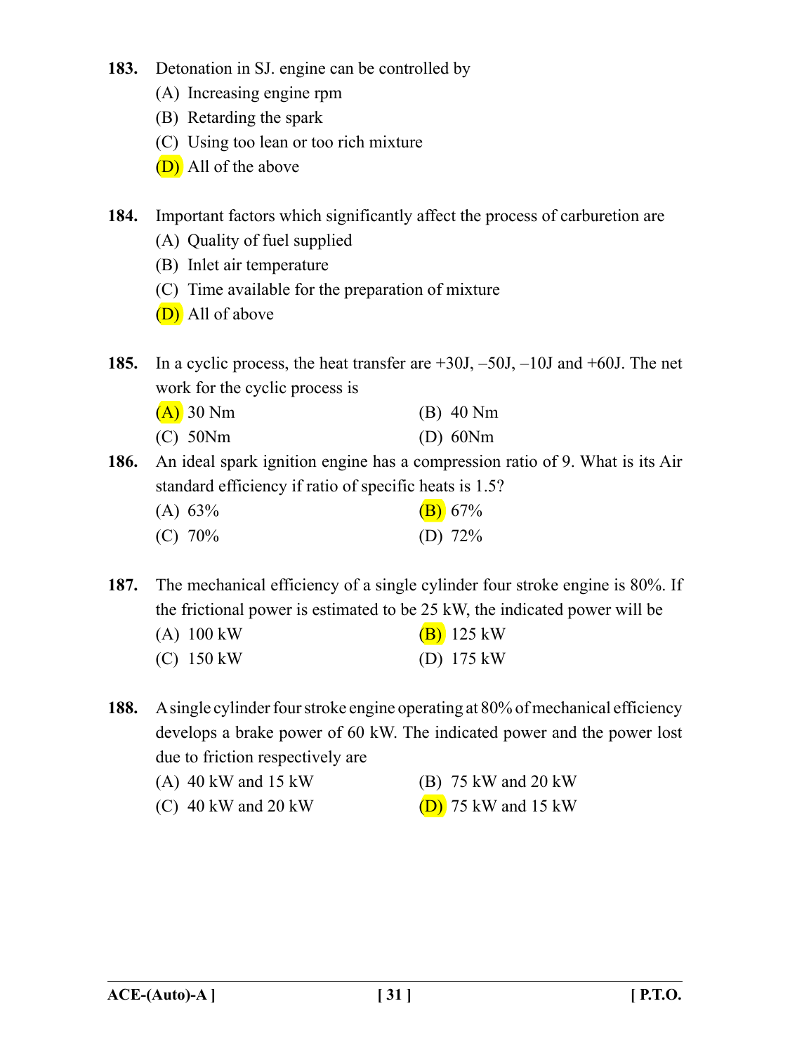**183.** Detonation in SJ. engine can be controlled by

(A) Increasing engine rpm

(B) Retarding the spark

(C) Using too lean or too rich mixture

(D) All of the above

**184.** Important factors which significantly affect the process of carburetion are

(A) Quality of fuel supplied

(B) Inlet air temperature

(C) Time available for the preparation of mixture

(D) All of above

**185.** In a cyclic process, the heat transfer are +30J, –50J, –10J and +60J. The net work for the cyclic process is

(A) 30 Nm

(B) 40 Nm

(C) 50Nm

(D) 60Nm

**186.** An ideal spark ignition engine has a compression ratio of 9. What is its Air standard efficiency if ratio of specific heats is 1.5?

(A) 63%

(B) 67%

(C) 70%

(D) 72%

**187.** The mechanical efficiency of a single cylinder four stroke engine is 80%. If the frictional power is estimated to be 25 kW, the indicated power will be

(A) 100 kW

(B) 125 kW

(C) 150 kW

(D) 175 kW

**188.** A single cylinder four stroke engine operating at 80% of mechanical efficiency develops a brake power of 60 kW. The indicated power and the power lost due to friction respectively are

(A) 40 kW and 15 kW

(B) 75 kW and 20 kW

(C) 40 kW and 20 kW

(D) 75 kW and 15 kW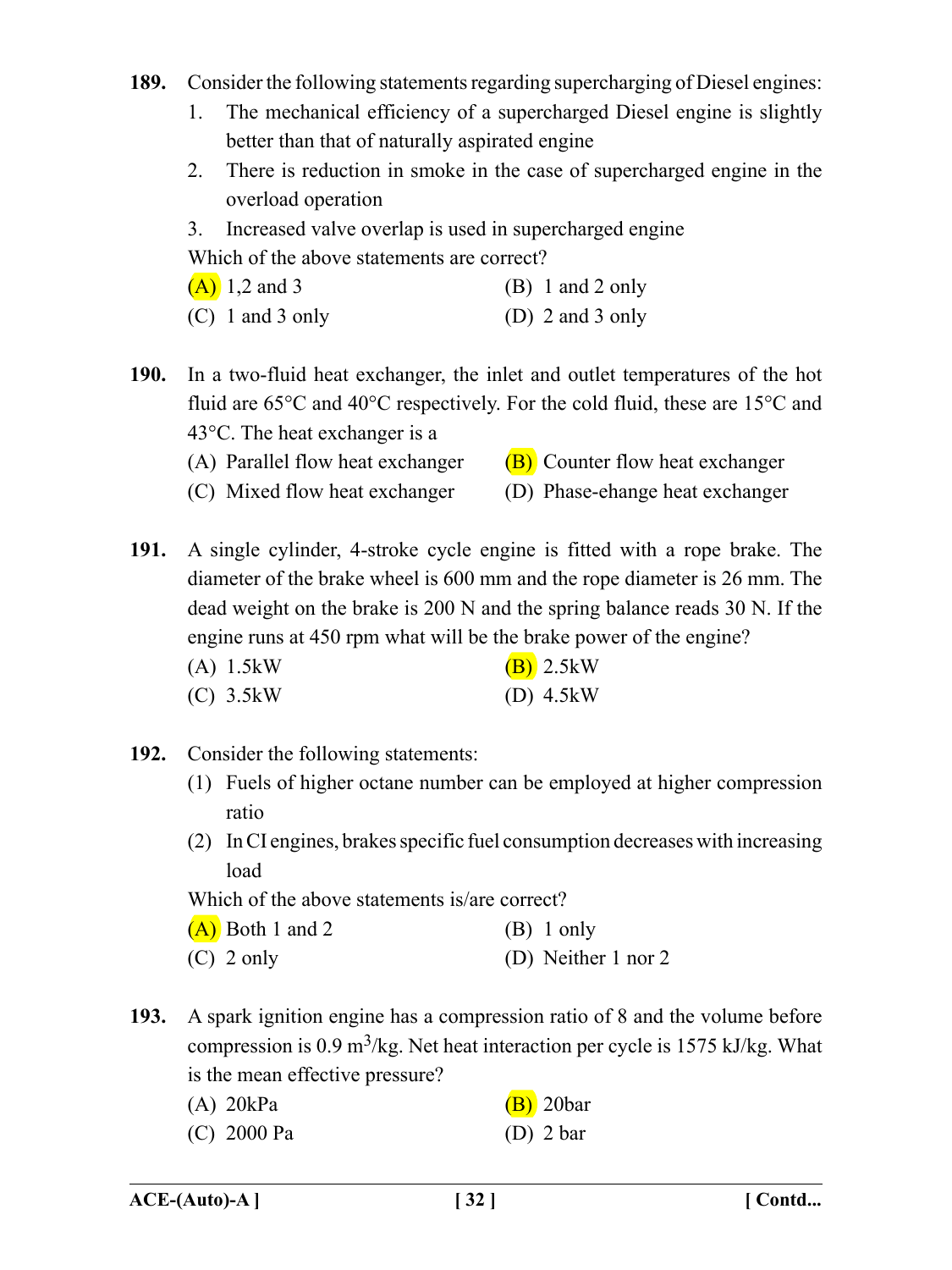**189.** Consider the following statements regarding supercharging of Diesel engines:

1. The mechanical efficiency of a supercharged Diesel engine is slightly better than that of naturally aspirated engine
2. There is reduction in smoke in the case of supercharged engine in the overload operation
3. Increased valve overlap is used in supercharged engine

Which of the above statements are correct?

(A) 1,2 and 3 (B) 1 and 2 only

(C) 1 and 3 only (D) 2 and 3 only

**190.** In a two-fluid heat exchanger, the inlet and outlet temperatures of the hot fluid are 65°C and 40°C respectively. For the cold fluid, these are 15°C and 43°C. The heat exchanger is a

(A) Parallel flow heat exchanger (B) Counter flow heat exchanger

(C) Mixed flow heat exchanger (D) Phase-ehange heat exchanger

**191.** A single cylinder, 4-stroke cycle engine is fitted with a rope brake. The diameter of the brake wheel is 600 mm and the rope diameter is 26 mm. The dead weight on the brake is 200 N and the spring balance reads 30 N. If the engine runs at 450 rpm what will be the brake power of the engine?

(A) 1.5kW (B) 2.5kW

(C) 3.5kW (D) 4.5kW

**192.** Consider the following statements:

(1) Fuels of higher octane number can be employed at higher compression ratio

(2) In CI engines, brakes specific fuel consumption decreases with increasing load

Which of the above statements is/are correct?

(A) Both 1 and 2 (B) 1 only

(C) 2 only (D) Neither 1 nor 2

**193.** A spark ignition engine has a compression ratio of 8 and the volume before compression is 0.9 $m^3$/kg. Net heat interaction per cycle is 1575 kJ/kg. What is the mean effective pressure?

(A) 20kPa (B) 20bar

(C) 2000 Pa (D) 2 bar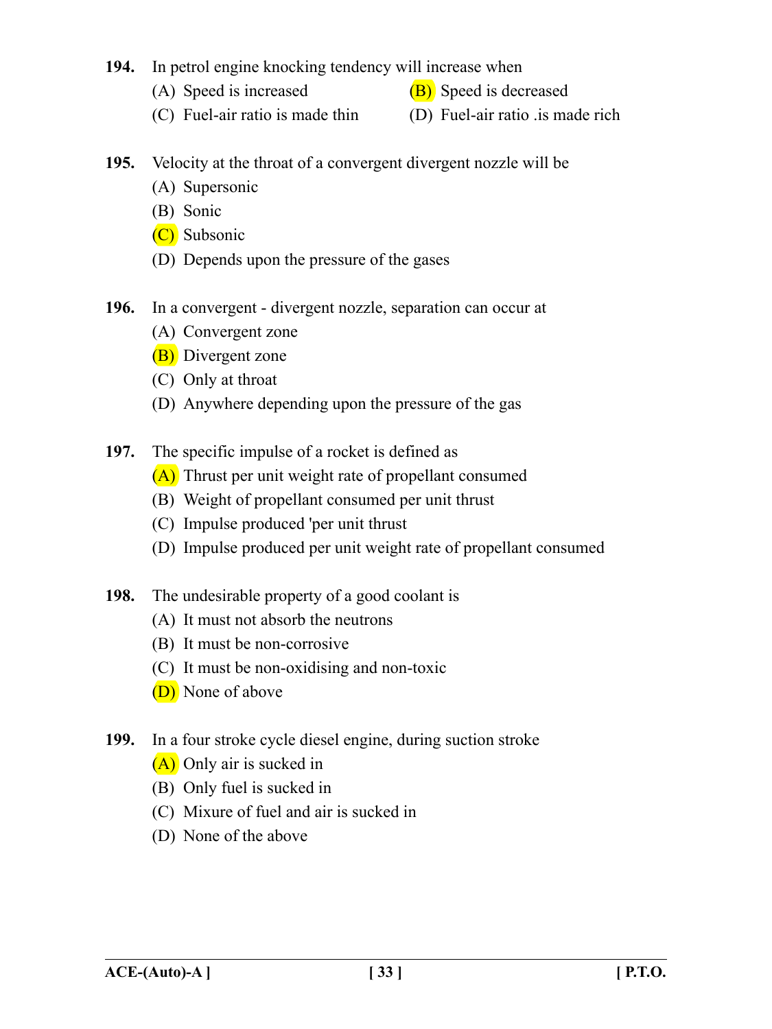**194.** In petrol engine knocking tendency will increase when

(A) Speed is increased

(B) Speed is decreased

(C) Fuel-air ratio is made thin

(D) Fuel-air ratio .is made rich

**195.** Velocity at the throat of a convergent divergent nozzle will be

(A) Supersonic

(B) Sonic

(C) Subsonic

(D) Depends upon the pressure of the gases

**196.** In a convergent - divergent nozzle, separation can occur at

(A) Convergent zone

(B) Divergent zone

(C) Only at throat

(D) Anywhere depending upon the pressure of the gas

**197.** The specific impulse of a rocket is defined as

(A) Thrust per unit weight rate of propellant consumed

(B) Weight of propellant consumed per unit thrust

(C) Impulse produced 'per unit thrust

(D) Impulse produced per unit weight rate of propellant consumed

**198.** The undesirable property of a good coolant is

(A) It must not absorb the neutrons

(B) It must be non-corrosive

(C) It must be non-oxidising and non-toxic

(D) None of above

**199.** In a four stroke cycle diesel engine, during suction stroke

(A) Only air is sucked in

(B) Only fuel is sucked in

(C) Mixure of fuel and air is sucked in

(D) None of the above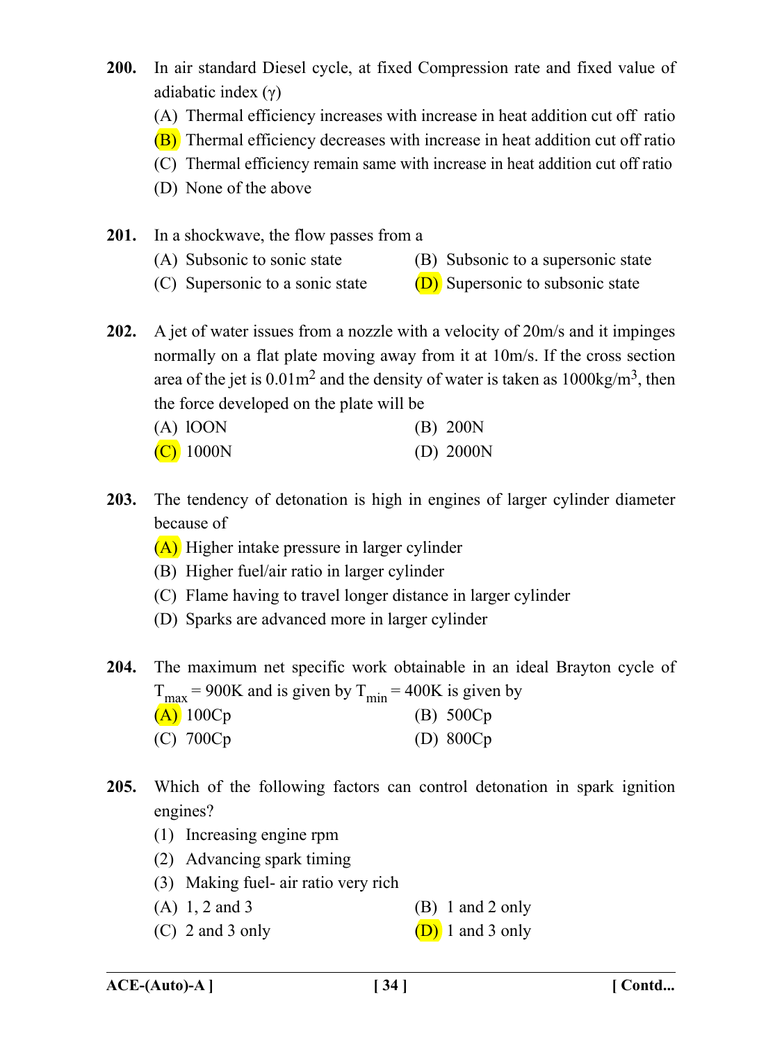**200.** In air standard Diesel cycle, at fixed Compression rate and fixed value of adiabatic index (γ)

(A) Thermal efficiency increases with increase in heat addition cut off ratio

(B) Thermal efficiency decreases with increase in heat addition cut off ratio

(C) Thermal efficiency remain same with increase in heat addition cut off ratio

(D) None of the above

**201.** In a shockwave, the flow passes from a

(A) Subsonic to sonic state

(B) Subsonic to a supersonic state

(C) Supersonic to a sonic state

(D) Supersonic to subsonic state

**202.** A jet of water issues from a nozzle with a velocity of 20m/s and it impinges normally on a flat plate moving away from it at 10m/s. If the cross section area of the jet is $0.01 m^2$ and the density of water is taken as $1000 kg/m^3$, then the force developed on the plate will be

(A) lOON

(B) 200N

(C) 1000N

(D) 2000N

**203.** The tendency of detonation is high in engines of larger cylinder diameter because of

(A) Higher intake pressure in larger cylinder

(B) Higher fuel/air ratio in larger cylinder

(C) Flame having to travel longer distance in larger cylinder

(D) Sparks are advanced more in larger cylinder

**204.** The maximum net specific work obtainable in an ideal Brayton cycle of $T_{max}$ = 900K and is given by $T_{min}$ = 400K is given by

(A) 100Cp

(B) 500Cp

(C) 700Cp

(D) 800Cp

**205.** Which of the following factors can control detonation in spark ignition engines?

(1) Increasing engine rpm

(2) Advancing spark timing

(3) Making fuel- air ratio very rich

(A) 1, 2 and 3

(B) 1 and 2 only

(C) 2 and 3 only

(D) 1 and 3 only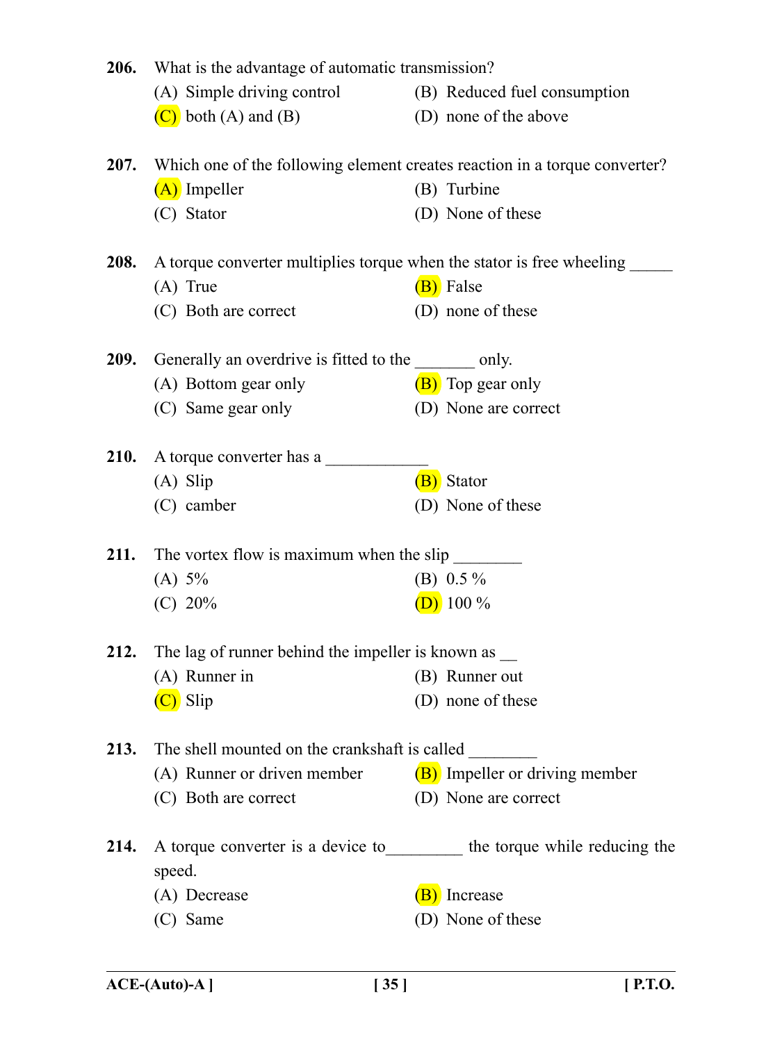**206.** What is the advantage of automatic transmission?

(A) Simple driving control
(B) Reduced fuel consumption
(C) both (A) and (B)
(D) none of the above

**207.** Which one of the following element creates reaction in a torque converter?

(A) Impeller
(B) Turbine
(C) Stator
(D) None of these

**208.** A torque converter multiplies torque when the stator is free wheeling _____

(A) True
(B) False
(C) Both are correct
(D) none of these

**209.** Generally an overdrive is fitted to the _______ only.

(A) Bottom gear only
(B) Top gear only
(C) Same gear only
(D) None are correct

**210.** A torque converter has a ____________

(A) Slip
(B) Stator
(C) camber
(D) None of these

**211.** The vortex flow is maximum when the slip ________

(A) 5%
(B) 0.5 %
(C) 20%
(D) 100 %

**212.** The lag of runner behind the impeller is known as __

(A) Runner in
(B) Runner out
(C) Slip
(D) none of these

**213.** The shell mounted on the crankshaft is called ________

(A) Runner or driven member
(B) Impeller or driving member
(C) Both are correct
(D) None are correct

**214.** A torque converter is a device to_________ the torque while reducing the speed.

(A) Decrease
(B) Increase
(C) Same
(D) None of these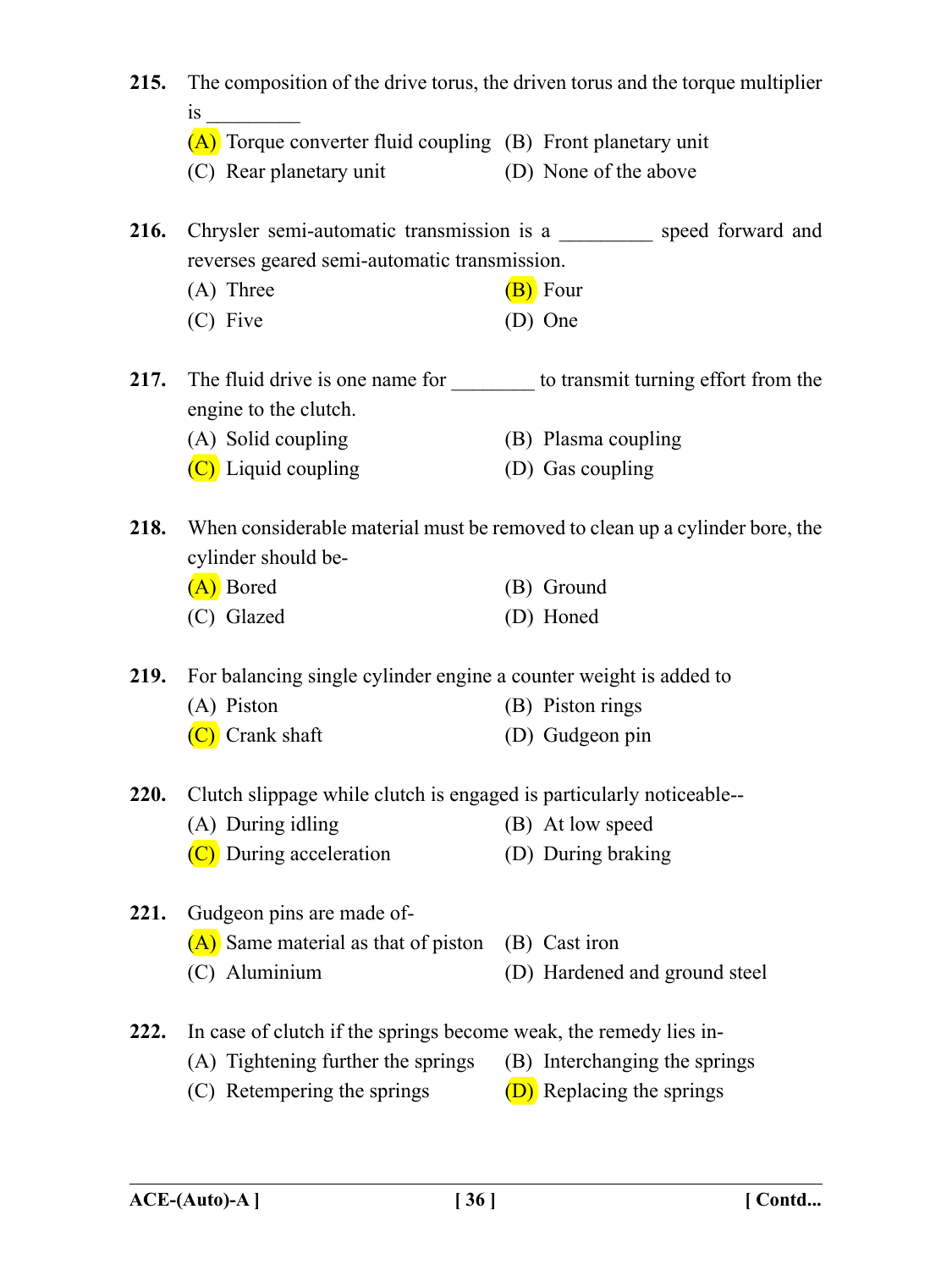**215.** The composition of the drive torus, the driven torus and the torque multiplier is _________

(A) Torque converter fluid coupling  (B) Front planetary unit

(C) Rear planetary unit  (D) None of the above

**216.** Chrysler semi-automatic transmission is a _________ speed forward and reverses geared semi-automatic transmission.

(A) Three  (B) Four

(C) Five  (D) One

**217.** The fluid drive is one name for ________ to transmit turning effort from the engine to the clutch.

(A) Solid coupling  (B) Plasma coupling

(C) Liquid coupling  (D) Gas coupling

**218.** When considerable material must be removed to clean up a cylinder bore, the cylinder should be-

(A) Bored  (B) Ground

(C) Glazed  (D) Honed

**219.** For balancing single cylinder engine a counter weight is added to

(A) Piston  (B) Piston rings

(C) Crank shaft  (D) Gudgeon pin

**220.** Clutch slippage while clutch is engaged is particularly noticeable--

(A) During idling  (B) At low speed

(C) During acceleration  (D) During braking

**221.** Gudgeon pins are made of-

(A) Same material as that of piston  (B) Cast iron

(C) Aluminium  (D) Hardened and ground steel

**222.** In case of clutch if the springs become weak, the remedy lies in-

(A) Tightening further the springs  (B) Interchanging the springs

(C) Retempering the springs  (D) Replacing the springs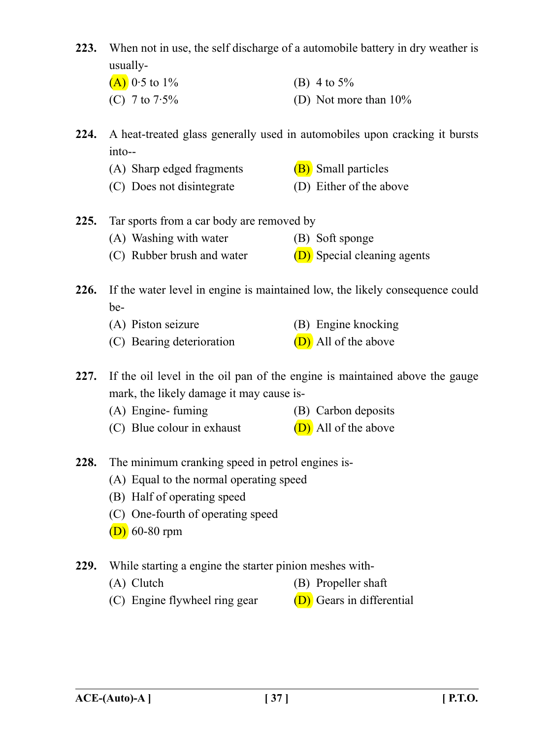**223.** When not in use, the self discharge of a automobile battery in dry weather is usually-

(A) 0·5 to 1%
(B) 4 to 5%
(C) 7 to 7·5%
(D) Not more than 10%

**224.** A heat-treated glass generally used in automobiles upon cracking it bursts into--

(A) Sharp edged fragments
(B) Small particles
(C) Does not disintegrate
(D) Either of the above

**225.** Tar sports from a car body are removed by

(A) Washing with water
(B) Soft sponge
(C) Rubber brush and water
(D) Special cleaning agents

**226.** If the water level in engine is maintained low, the likely consequence could be-

(A) Piston seizure
(B) Engine knocking
(C) Bearing deterioration
(D) All of the above

**227.** If the oil level in the oil pan of the engine is maintained above the gauge mark, the likely damage it may cause is-

(A) Engine- fuming
(B) Carbon deposits
(C) Blue colour in exhaust
(D) All of the above

**228.** The minimum cranking speed in petrol engines is-

(A) Equal to the normal operating speed
(B) Half of operating speed
(C) One-fourth of operating speed
(D) 60-80 rpm

**229.** While starting a engine the starter pinion meshes with-

(A) Clutch
(B) Propeller shaft
(C) Engine flywheel ring gear
(D) Gears in differential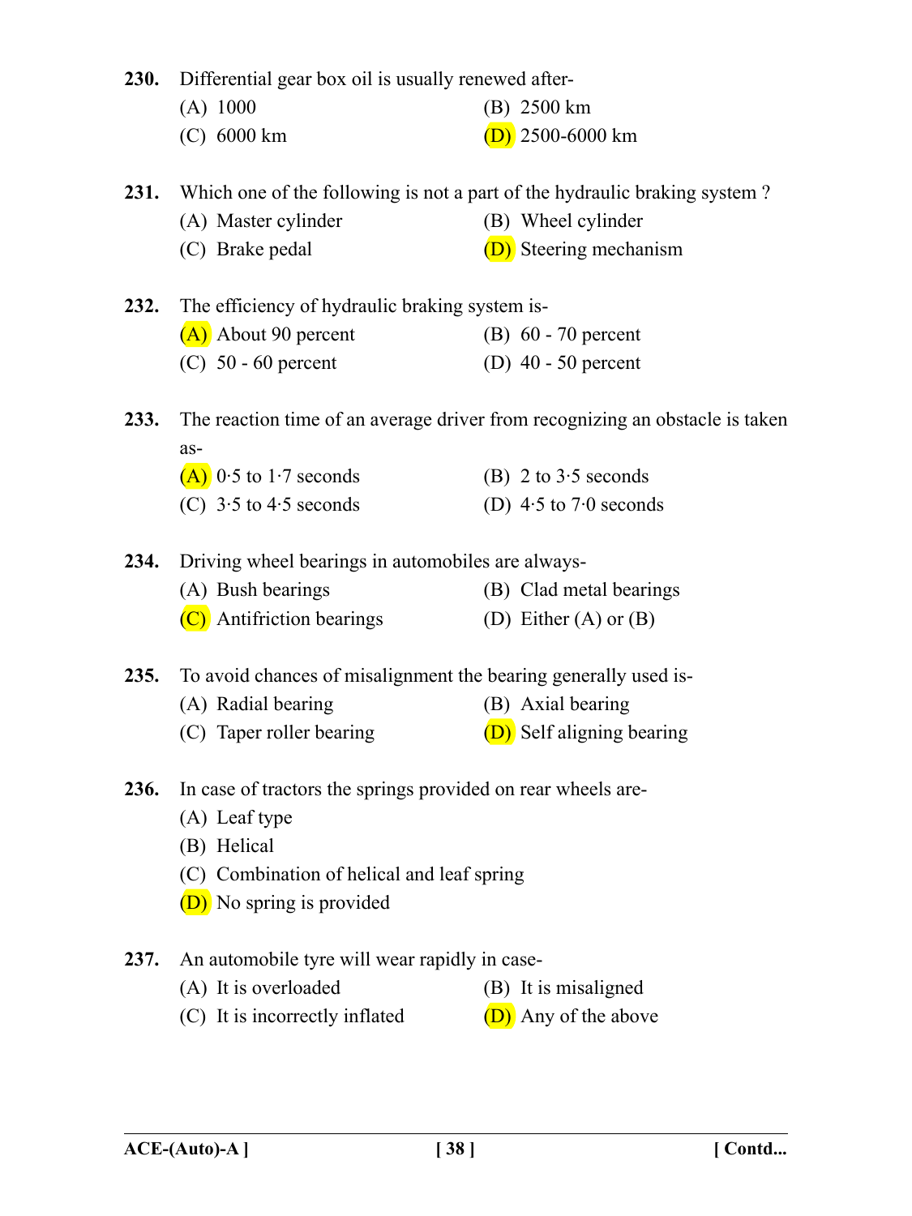**230.** Differential gear box oil is usually renewed after-

(A) 1000
(B) 2500 km
(C) 6000 km
(D) 2500-6000 km

**231.** Which one of the following is not a part of the hydraulic braking system ?

(A) Master cylinder
(B) Wheel cylinder
(C) Brake pedal
(D) Steering mechanism

**232.** The efficiency of hydraulic braking system is-

(A) About 90 percent
(B) 60 - 70 percent
(C) 50 - 60 percent
(D) 40 - 50 percent

**233.** The reaction time of an average driver from recognizing an obstacle is taken as-

(A) 0·5 to 1·7 seconds
(B) 2 to 3·5 seconds
(C) 3·5 to 4·5 seconds
(D) 4·5 to 7·0 seconds

**234.** Driving wheel bearings in automobiles are always-

(A) Bush bearings
(B) Clad metal bearings
(C) Antifriction bearings
(D) Either (A) or (B)

**235.** To avoid chances of misalignment the bearing generally used is-

(A) Radial bearing
(B) Axial bearing
(C) Taper roller bearing
(D) Self aligning bearing

**236.** In case of tractors the springs provided on rear wheels are-

(A) Leaf type
(B) Helical
(C) Combination of helical and leaf spring
(D) No spring is provided

**237.** An automobile tyre will wear rapidly in case-

(A) It is overloaded
(B) It is misaligned
(C) It is incorrectly inflated
(D) Any of the above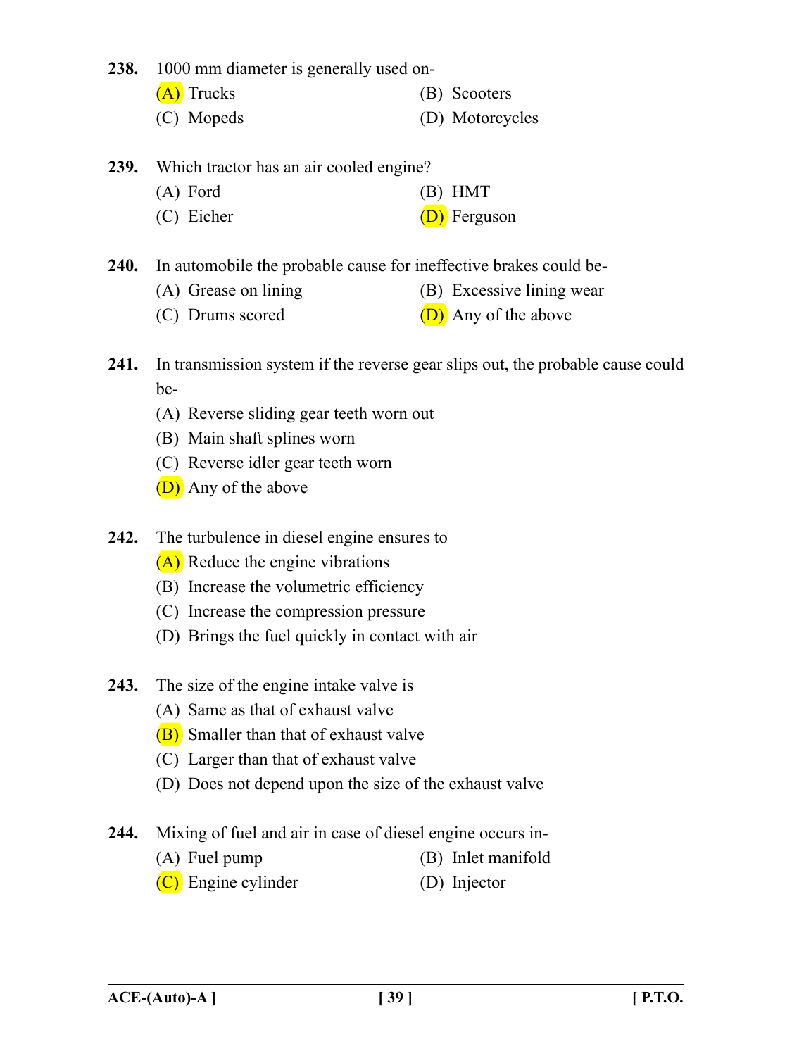**238.** 1000 mm diameter is generally used on-

(A) Trucks
(B) Scooters
(C) Mopeds
(D) Motorcycles

**239.** Which tractor has an air cooled engine?

(A) Ford
(B) HMT
(C) Eicher
(D) Ferguson

**240.** In automobile the probable cause for ineffective brakes could be-

(A) Grease on lining
(B) Excessive lining wear
(C) Drums scored
(D) Any of the above

**241.** In transmission system if the reverse gear slips out, the probable cause could be-

(A) Reverse sliding gear teeth worn out
(B) Main shaft splines worn
(C) Reverse idler gear teeth worn
(D) Any of the above

**242.** The turbulence in diesel engine ensures to

(A) Reduce the engine vibrations
(B) Increase the volumetric efficiency
(C) Increase the compression pressure
(D) Brings the fuel quickly in contact with air

**243.** The size of the engine intake valve is

(A) Same as that of exhaust valve
(B) Smaller than that of exhaust valve
(C) Larger than that of exhaust valve
(D) Does not depend upon the size of the exhaust valve

**244.** Mixing of fuel and air in case of diesel engine occurs in-

(A) Fuel pump
(B) Inlet manifold
(C) Engine cylinder
(D) Injector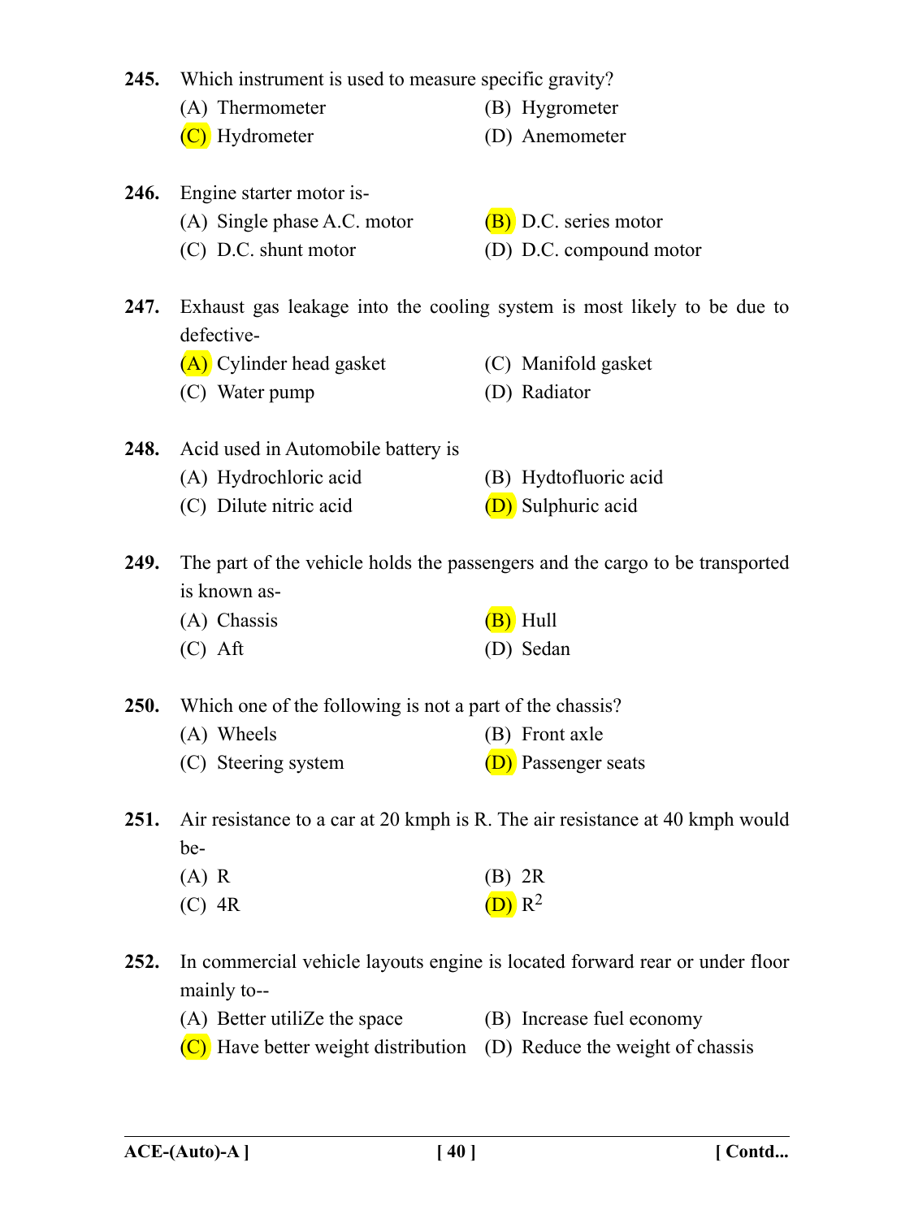**245.** Which instrument is used to measure specific gravity?

(A) Thermometer (B) Hygrometer

(C) Hydrometer (D) Anemometer

**246.** Engine starter motor is-

(A) Single phase A.C. motor (B) D.C. series motor

(C) D.C. shunt motor (D) D.C. compound motor

**247.** Exhaust gas leakage into the cooling system is most likely to be due to defective-

(A) Cylinder head gasket (C) Manifold gasket

(C) Water pump (D) Radiator

**248.** Acid used in Automobile battery is

(A) Hydrochloric acid (B) Hydtofluoric acid

(C) Dilute nitric acid (D) Sulphuric acid

**249.** The part of the vehicle holds the passengers and the cargo to be transported is known as-

(A) Chassis (B) Hull

(C) Aft (D) Sedan

**250.** Which one of the following is not a part of the chassis?

(A) Wheels (B) Front axle

(C) Steering system (D) Passenger seats

**251.** Air resistance to a car at 20 kmph is R. The air resistance at 40 kmph would be-

(A) R (B) 2R

(C) 4R (D) $R^2$

**252.** In commercial vehicle layouts engine is located forward rear or under floor mainly to--

(A) Better utiliZe the space (B) Increase fuel economy

(C) Have better weight distribution (D) Reduce the weight of chassis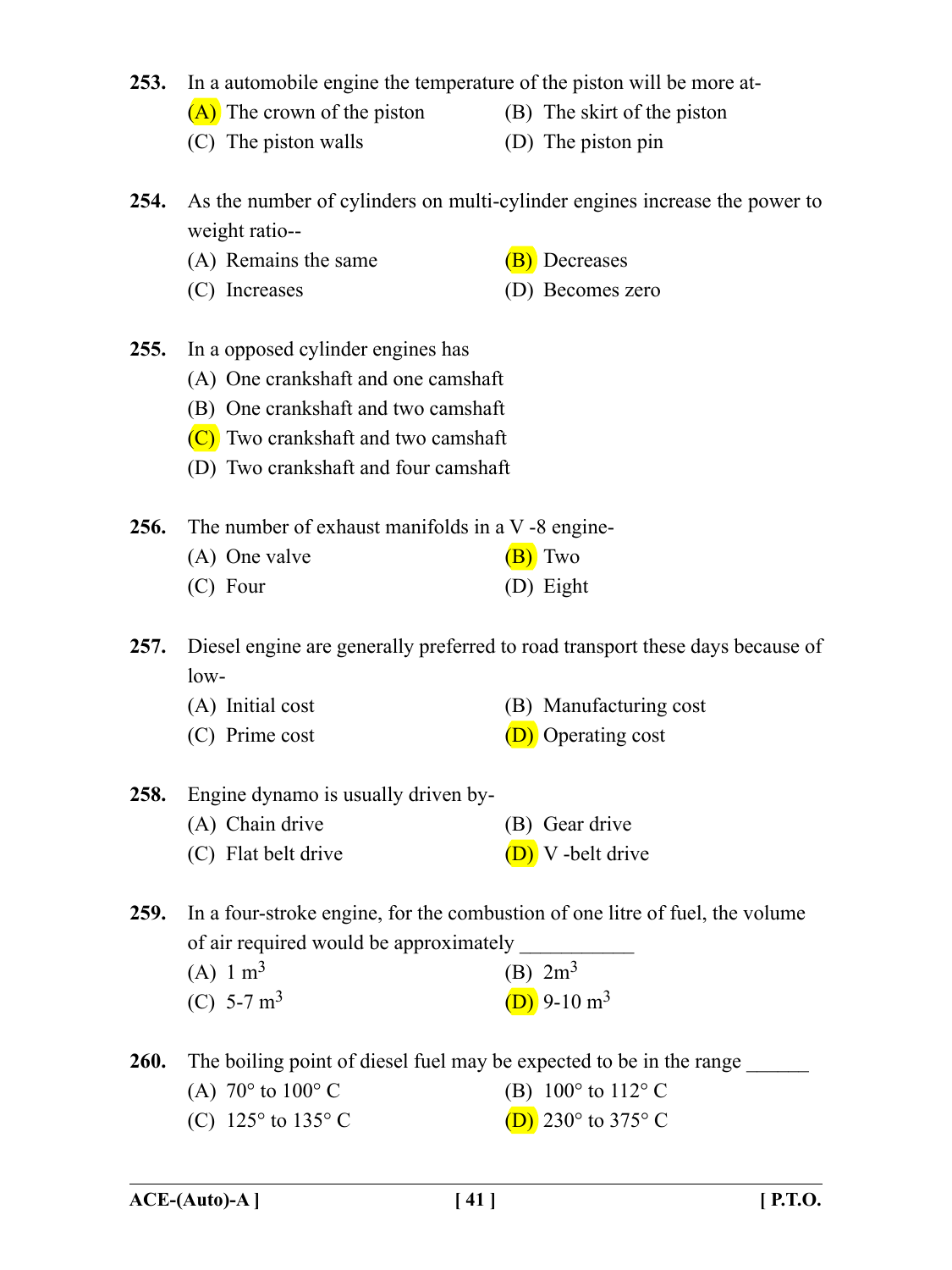**253.** In a automobile engine the temperature of the piston will be more at-

(A) The crown of the piston
(B) The skirt of the piston
(C) The piston walls
(D) The piston pin

**254.** As the number of cylinders on multi-cylinder engines increase the power to weight ratio--

(A) Remains the same
(B) Decreases
(C) Increases
(D) Becomes zero

**255.** In a opposed cylinder engines has

(A) One crankshaft and one camshaft
(B) One crankshaft and two camshaft
(C) Two crankshaft and two camshaft
(D) Two crankshaft and four camshaft

**256.** The number of exhaust manifolds in a V -8 engine-

(A) One valve
(B) Two
(C) Four
(D) Eight

**257.** Diesel engine are generally preferred to road transport these days because of low-

(A) Initial cost
(B) Manufacturing cost
(C) Prime cost
(D) Operating cost

**258.** Engine dynamo is usually driven by-

(A) Chain drive
(B) Gear drive
(C) Flat belt drive
(D) V -belt drive

**259.** In a four-stroke engine, for the combustion of one litre of fuel, the volume of air required would be approximately ___________

(A) 1 $m^3$
(B) 2$m^3$
(C) 5-7 $m^3$
(D) 9-10 $m^3$

**260.** The boiling point of diesel fuel may be expected to be in the range ______

(A) 70° to 100° C
(B) 100° to 112° C
(C) 125° to 135° C
(D) 230° to 375° C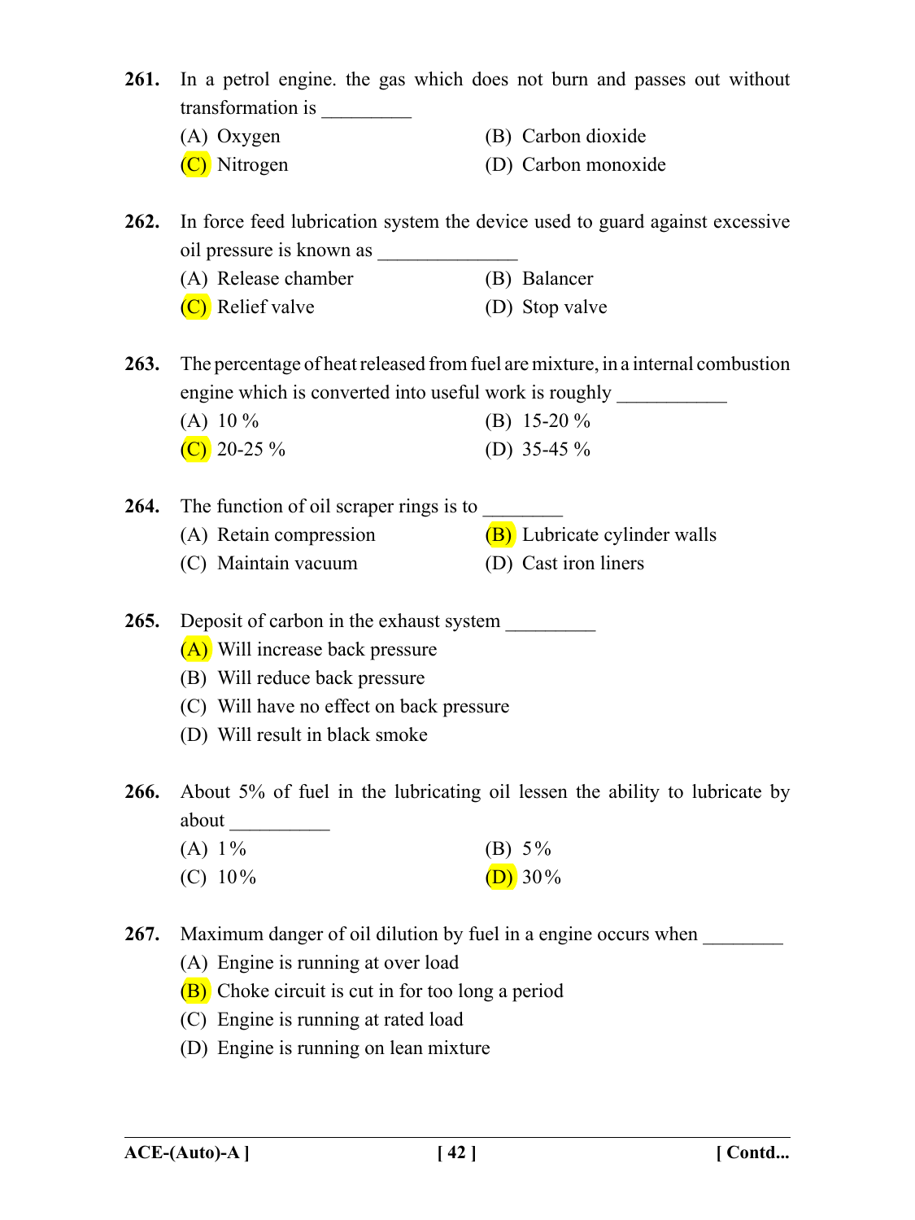**261.** In a petrol engine. the gas which does not burn and passes out without transformation is _________

(A) Oxygen
(B) Carbon dioxide
(C) Nitrogen
(D) Carbon monoxide

**262.** In force feed lubrication system the device used to guard against excessive oil pressure is known as ______________

(A) Release chamber
(B) Balancer
(C) Relief valve
(D) Stop valve

**263.** The percentage of heat released from fuel are mixture, in a internal combustion engine which is converted into useful work is roughly ___________

(A) 10 %
(B) 15-20 %
(C) 20-25 %
(D) 35-45 %

**264.** The function of oil scraper rings is to ________

(A) Retain compression
(B) Lubricate cylinder walls
(C) Maintain vacuum
(D) Cast iron liners

**265.** Deposit of carbon in the exhaust system _________

(A) Will increase back pressure
(B) Will reduce back pressure
(C) Will have no effect on back pressure
(D) Will result in black smoke

**266.** About 5% of fuel in the lubricating oil lessen the ability to lubricate by about __________

(A) 1%
(B) 5%
(C) 10%
(D) 30%

**267.** Maximum danger of oil dilution by fuel in a engine occurs when ________

(A) Engine is running at over load
(B) Choke circuit is cut in for too long a period
(C) Engine is running at rated load
(D) Engine is running on lean mixture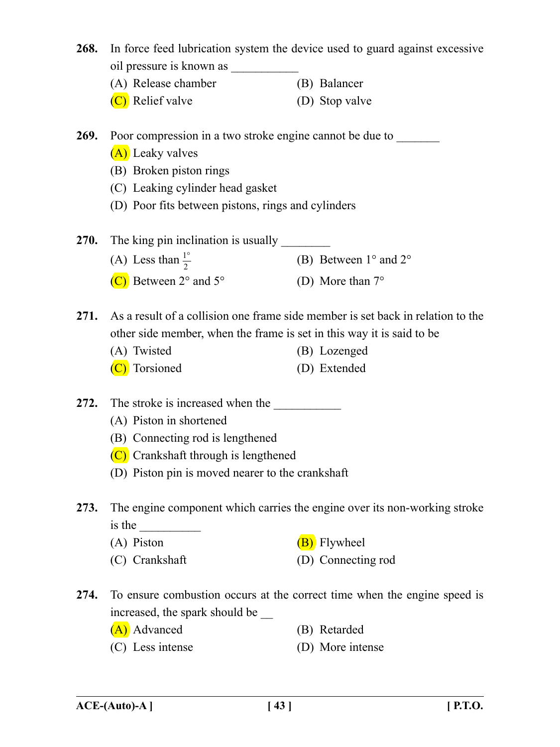268. In force feed lubrication system the device used to guard against excessive oil pressure is known as ___________

(A) Release chamber
(B) Balancer
(C) Relief valve
(D) Stop valve

269. Poor compression in a two stroke engine cannot be due to _______

(A) Leaky valves
(B) Broken piston rings
(C) Leaking cylinder head gasket
(D) Poor fits between pistons, rings and cylinders

270. The king pin inclination is usually ________

(A) Less than $\frac{1^\circ}{2}$
(B) Between 1° and 2°
(C) Between 2° and 5°
(D) More than 7°

271. As a result of a collision one frame side member is set back in relation to the other side member, when the frame is set in this way it is said to be

(A) Twisted
(B) Lozenged
(C) Torsioned
(D) Extended

272. The stroke is increased when the ___________

(A) Piston in shortened
(B) Connecting rod is lengthened
(C) Crankshaft through is lengthened
(D) Piston pin is moved nearer to the crankshaft

273. The engine component which carries the engine over its non-working stroke is the __________

(A) Piston
(B) Flywheel
(C) Crankshaft
(D) Connecting rod

274. To ensure combustion occurs at the correct time when the engine speed is increased, the spark should be __

(A) Advanced
(B) Retarded
(C) Less intense
(D) More intense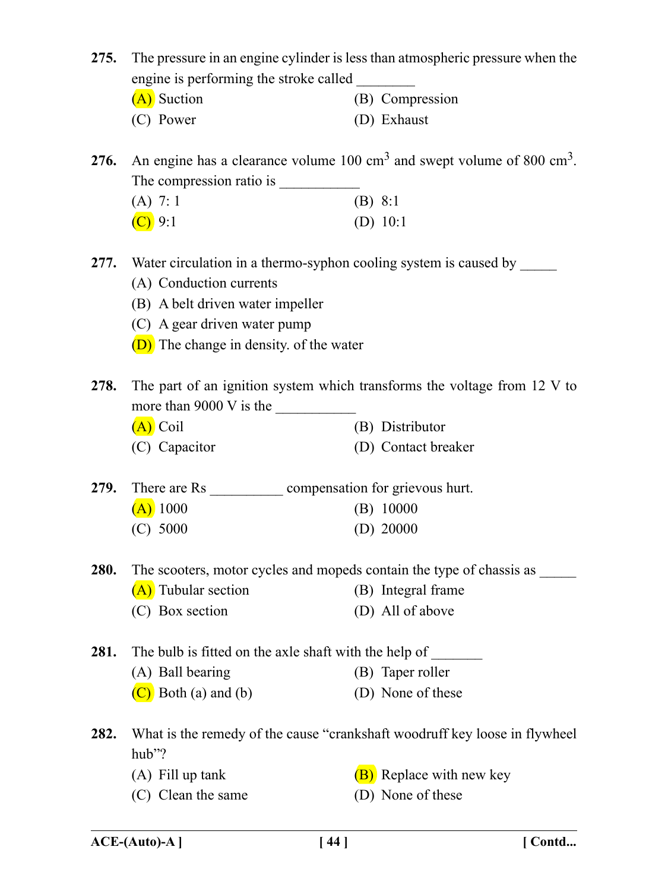**275.** The pressure in an engine cylinder is less than atmospheric pressure when the engine is performing the stroke called ________

(A) Suction  
(B) Compression  
(C) Power  
(D) Exhaust

**276.** An engine has a clearance volume 100 $cm^3$ and swept volume of 800 $cm^3$. The compression ratio is ___________

(A) 7: 1  
(B) 8:1  
(C) 9:1  
(D) 10:1

**277.** Water circulation in a thermo-syphon cooling system is caused by _____

(A) Conduction currents  
(B) A belt driven water impeller  
(C) A gear driven water pump  
(D) The change in density. of the water

**278.** The part of an ignition system which transforms the voltage from 12 V to more than 9000 V is the ___________

(A) Coil  
(B) Distributor  
(C) Capacitor  
(D) Contact breaker

**279.** There are Rs __________ compensation for grievous hurt.

(A) 1000  
(B) 10000  
(C) 5000  
(D) 20000

**280.** The scooters, motor cycles and mopeds contain the type of chassis as _____

(A) Tubular section  
(B) Integral frame  
(C) Box section  
(D) All of above

**281.** The bulb is fitted on the axle shaft with the help of _______

(A) Ball bearing  
(B) Taper roller  
(C) Both (a) and (b)  
(D) None of these

**282.** What is the remedy of the cause "crankshaft woodruff key loose in flywheel hub"?

(A) Fill up tank  
(B) Replace with new key  
(C) Clean the same  
(D) None of these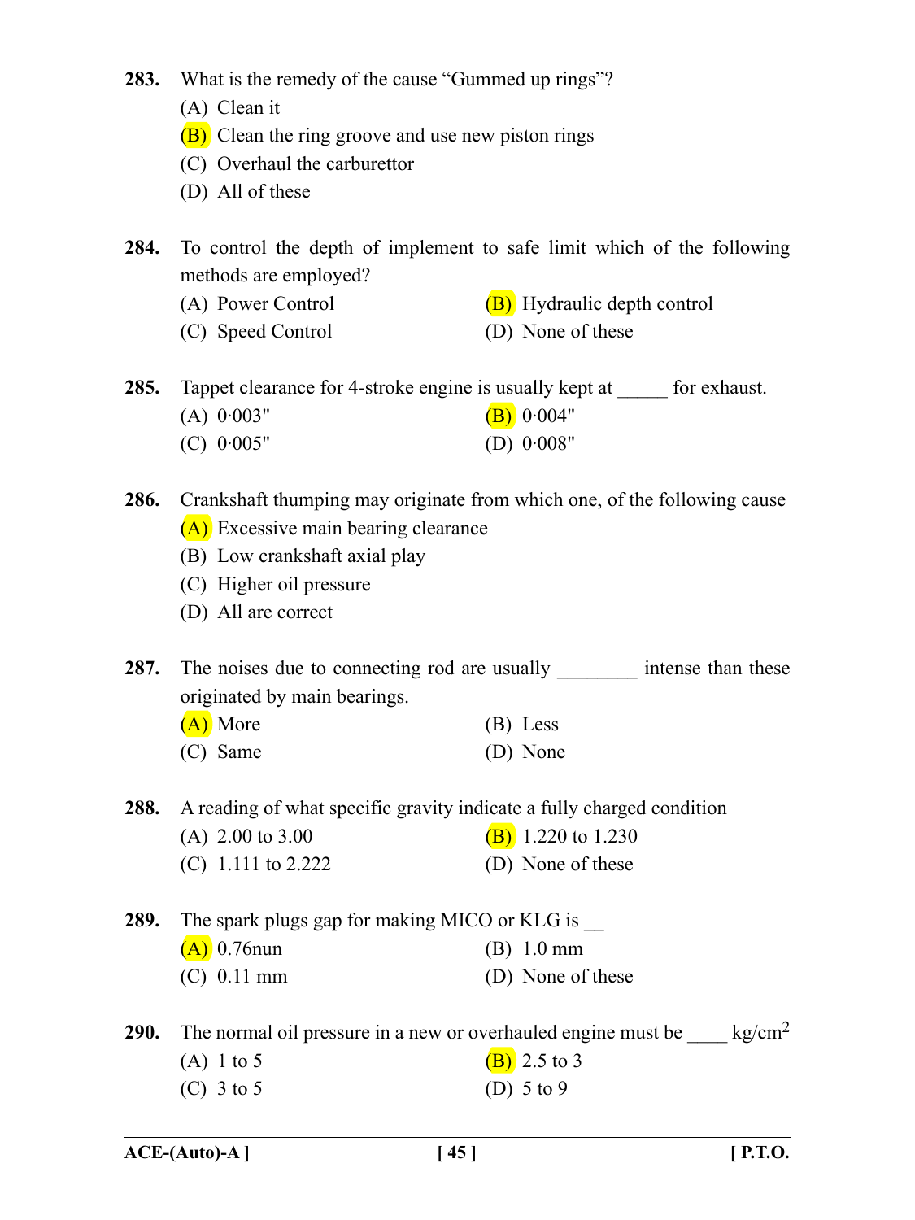**283.** What is the remedy of the cause "Gummed up rings"?

(A) Clean it

(B) Clean the ring groove and use new piston rings

(C) Overhaul the carburettor

(D) All of these

**284.** To control the depth of implement to safe limit which of the following methods are employed?

(A) Power Control

(B) Hydraulic depth control

(C) Speed Control

(D) None of these

**285.** Tappet clearance for 4-stroke engine is usually kept at _____ for exhaust.

(A) 0·003"

(B) 0·004"

(C) 0·005"

(D) 0·008"

**286.** Crankshaft thumping may originate from which one, of the following cause

(A) Excessive main bearing clearance

(B) Low crankshaft axial play

(C) Higher oil pressure

(D) All are correct

**287.** The noises due to connecting rod are usually ________ intense than these originated by main bearings.

(A) More

(B) Less

(C) Same

(D) None

**288.** A reading of what specific gravity indicate a fully charged condition

(A) 2.00 to 3.00

(B) 1.220 to 1.230

(C) 1.111 to 2.222

(D) None of these

**289.** The spark plugs gap for making MICO or KLG is __

(A) 0.76nun

(B) 1.0 mm

(C) 0.11 mm

(D) None of these

**290.** The normal oil pressure in a new or overhauled engine must be ____ $kg/cm^2$

(A) 1 to 5

(B) 2.5 to 3

(C) 3 to 5

(D) 5 to 9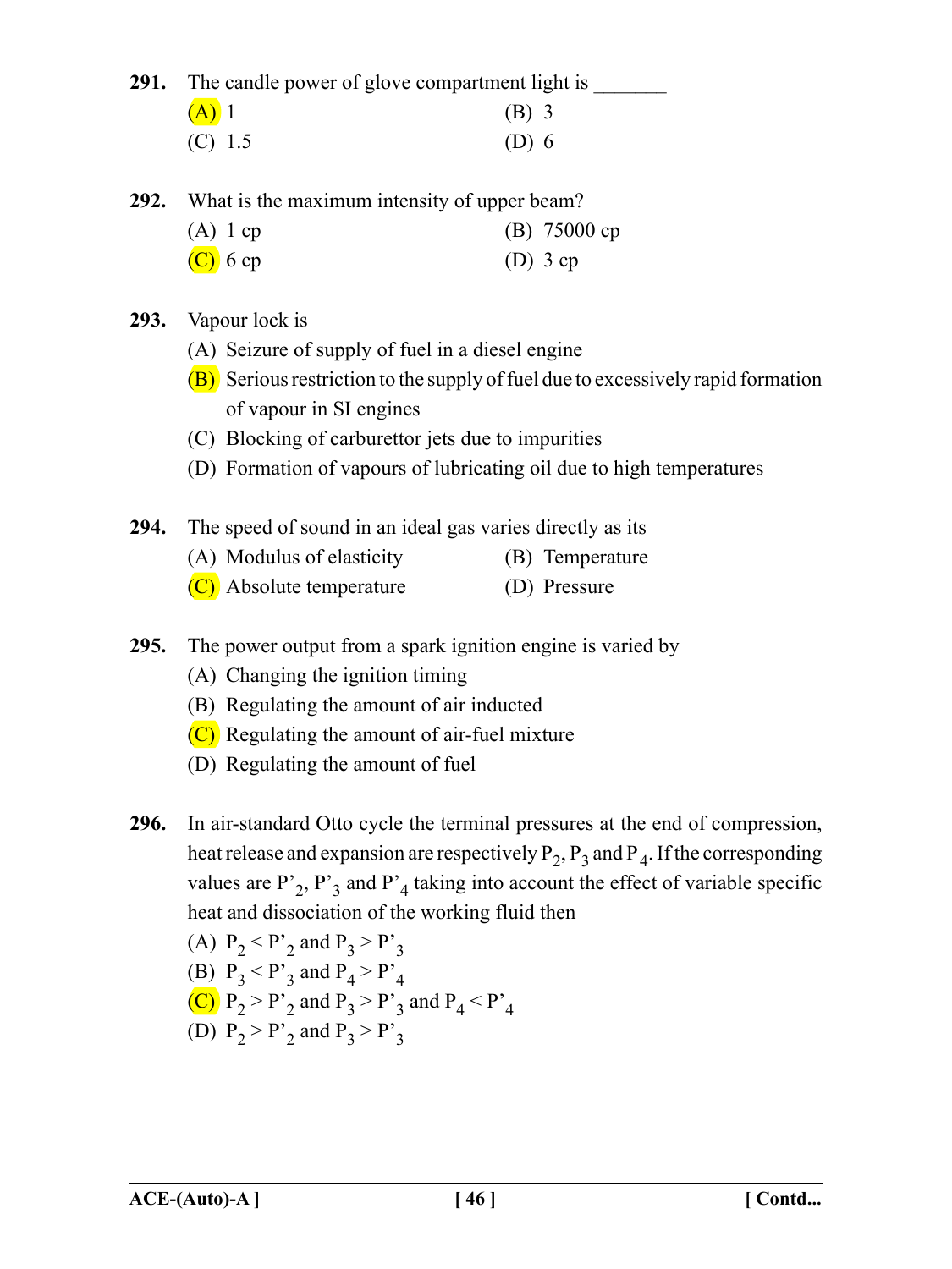**291.** The candle power of glove compartment light is _______

(A) 1 (B) 3

(C) 1.5 (D) 6

**292.** What is the maximum intensity of upper beam?

(A) 1 cp (B) 75000 cp

(C) 6 cp (D) 3 cp

**293.** Vapour lock is

(A) Seizure of supply of fuel in a diesel engine

(B) Serious restriction to the supply of fuel due to excessively rapid formation of vapour in SI engines

(C) Blocking of carburettor jets due to impurities

(D) Formation of vapours of lubricating oil due to high temperatures

**294.** The speed of sound in an ideal gas varies directly as its

(A) Modulus of elasticity (B) Temperature

(C) Absolute temperature (D) Pressure

**295.** The power output from a spark ignition engine is varied by

(A) Changing the ignition timing

(B) Regulating the amount of air inducted

(C) Regulating the amount of air-fuel mixture

(D) Regulating the amount of fuel

**296.** In air-standard Otto cycle the terminal pressures at the end of compression, heat release and expansion are respectively $P_2$, $P_3$ and $P_4$. If the corresponding values are $P'_2$, $P'_3$ and $P'_4$ taking into account the effect of variable specific heat and dissociation of the working fluid then

(A) $P_2 < P'_2$ and $P_3 > P'_3$

(B) $P_3 < P'_3$ and $P_4 > P'_4$

(C) $P_2 > P'_2$ and $P_3 > P'_3$ and $P_4 < P'_4$

(D) $P_2 > P'_2$ and $P_3 > P'_3$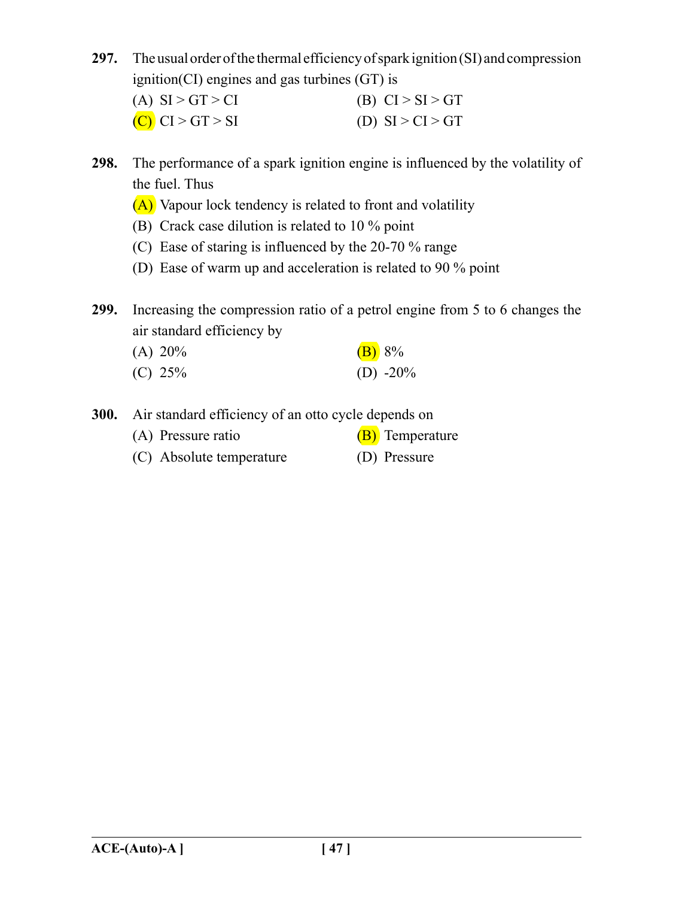**297.** The usual order of the thermal efficiency of spark ignition (SI) and compression ignition(CI) engines and gas turbines (GT) is

(A) SI > GT > CI
(B) CI > SI > GT
(C) CI > GT > SI
(D) SI > CI > GT

**298.** The performance of a spark ignition engine is influenced by the volatility of the fuel. Thus

(A) Vapour lock tendency is related to front and volatility
(B) Crack case dilution is related to 10 % point
(C) Ease of staring is influenced by the 20-70 % range
(D) Ease of warm up and acceleration is related to 90 % point

**299.** Increasing the compression ratio of a petrol engine from 5 to 6 changes the air standard efficiency by

(A) 20%
(B) 8%
(C) 25%
(D) -20%

**300.** Air standard efficiency of an otto cycle depends on

(A) Pressure ratio
(B) Temperature
(C) Absolute temperature
(D) Pressure